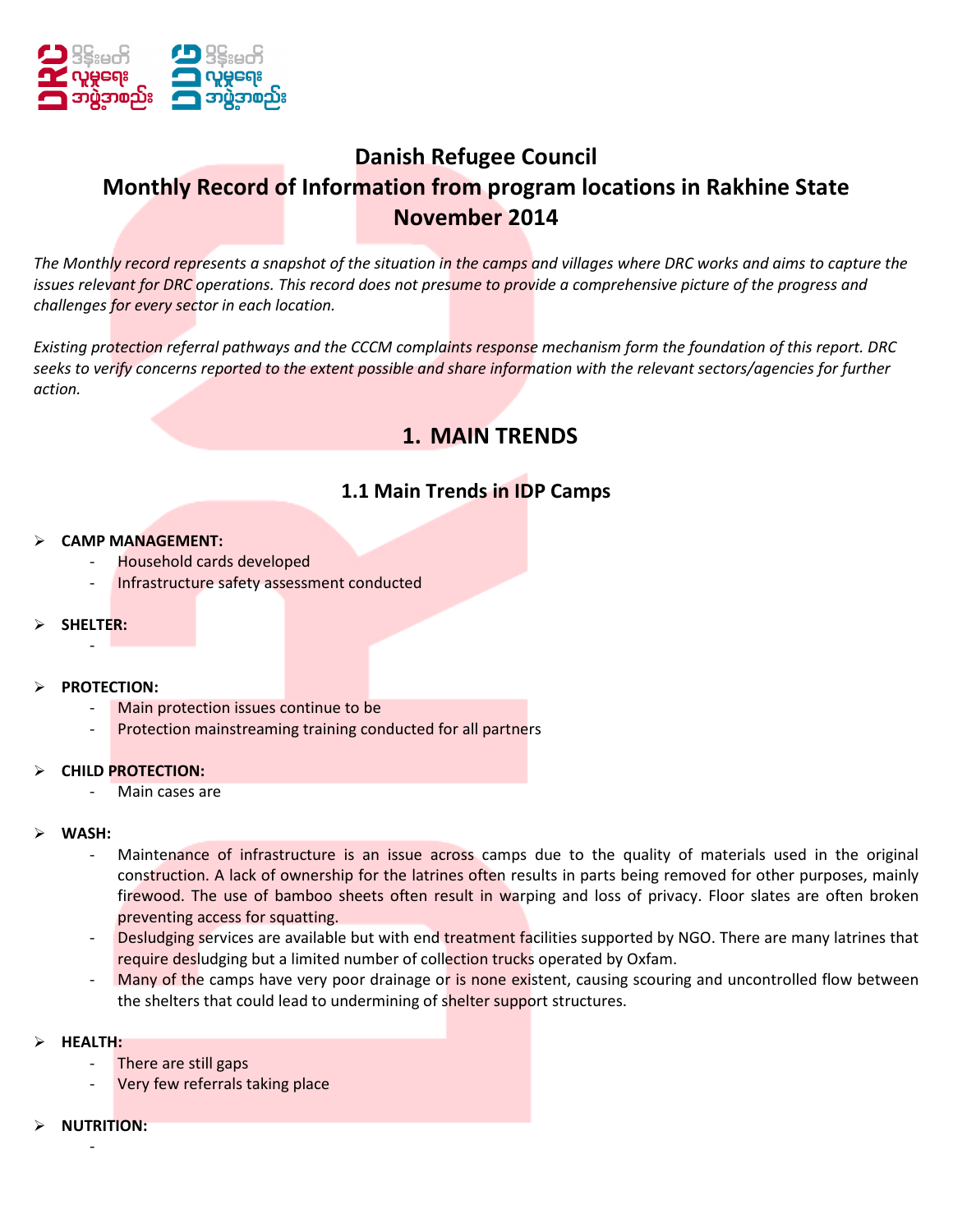# Danish Refugee Council
# Monthly Record of Information from program locations in Rakhine State
# November 2014

*The Monthly record represents a snapshot of the situation in the camps and villages where DRC works and aims to capture the issues relevant for DRC operations. This record does not presume to provide a comprehensive picture of the progress and challenges for every sector in each location.*

*Existing protection referral pathways and the CCCM complaints response mechanism form the foundation of this report. DRC seeks to verify concerns reported to the extent possible and share information with the relevant sectors/agencies for further action.*

## 1. MAIN TRENDS

### 1.1 Main Trends in IDP Camps

- **CAMP MANAGEMENT:**
  - Household cards developed
  - Infrastructure safety assessment conducted

- **SHELTER:**
  - 

- **PROTECTION:**
  - Main protection issues continue to be
  - Protection mainstreaming training conducted for all partners

- **CHILD PROTECTION:**
  - Main cases are

- **WASH:**
  - Maintenance of infrastructure is an issue across camps due to the quality of materials used in the original construction. A lack of ownership for the latrines often results in parts being removed for other purposes, mainly firewood. The use of bamboo sheets often result in warping and loss of privacy. Floor slates are often broken preventing access for squatting.
  - Desludging services are available but with end treatment facilities supported by NGO. There are many latrines that require desludging but a limited number of collection trucks operated by Oxfam.
  - Many of the camps have very poor drainage or is none existent, causing scouring and uncontrolled flow between the shelters that could lead to undermining of shelter support structures.

- **HEALTH:**
  - There are still gaps
  - Very few referrals taking place

- **NUTRITION:**
  -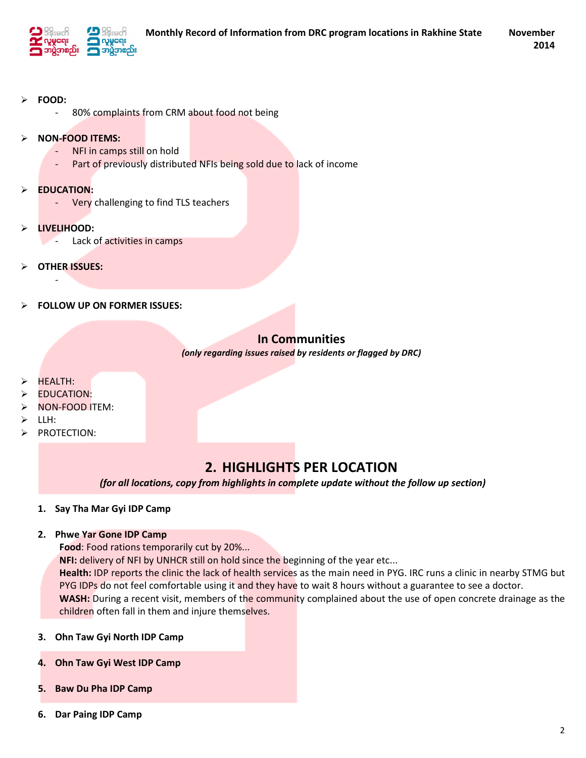- **FOOD:**
    - 80% complaints from CRM about food not being
- **NON-FOOD ITEMS:**
    - NFI in camps still on hold
    - Part of previously distributed NFIs being sold due to lack of income
- **EDUCATION:**
    - Very challenging to find TLS teachers
- **LIVELIHOOD:**
    - Lack of activities in camps
- **OTHER ISSUES:**
    - 
- **FOLLOW UP ON FORMER ISSUES:**

### In Communities

*(only regarding issues raised by residents or flagged by DRC)*

- HEALTH:
- EDUCATION:
- NON-FOOD ITEM:
- LLH:
- PROTECTION:

## 2. HIGHLIGHTS PER LOCATION

*(for all locations, copy from highlights in complete update without the follow up section)*

1. **Say Tha Mar Gyi IDP Camp**

2. **Phwe Yar Gone IDP Camp**
   **Food**: Food rations temporarily cut by 20%...
   **NFI:** delivery of NFI by UNHCR still on hold since the beginning of the year etc...
   **Health:** IDP reports the clinic the lack of health services as the main need in PYG. IRC runs a clinic in nearby STMG but PYG IDPs do not feel comfortable using it and they have to wait 8 hours without a guarantee to see a doctor.
   **WASH:** During a recent visit, members of the community complained about the use of open concrete drainage as the children often fall in them and injure themselves.

3. **Ohn Taw Gyi North IDP Camp**

4. **Ohn Taw Gyi West IDP Camp**

5. **Baw Du Pha IDP Camp**

6. **Dar Paing IDP Camp**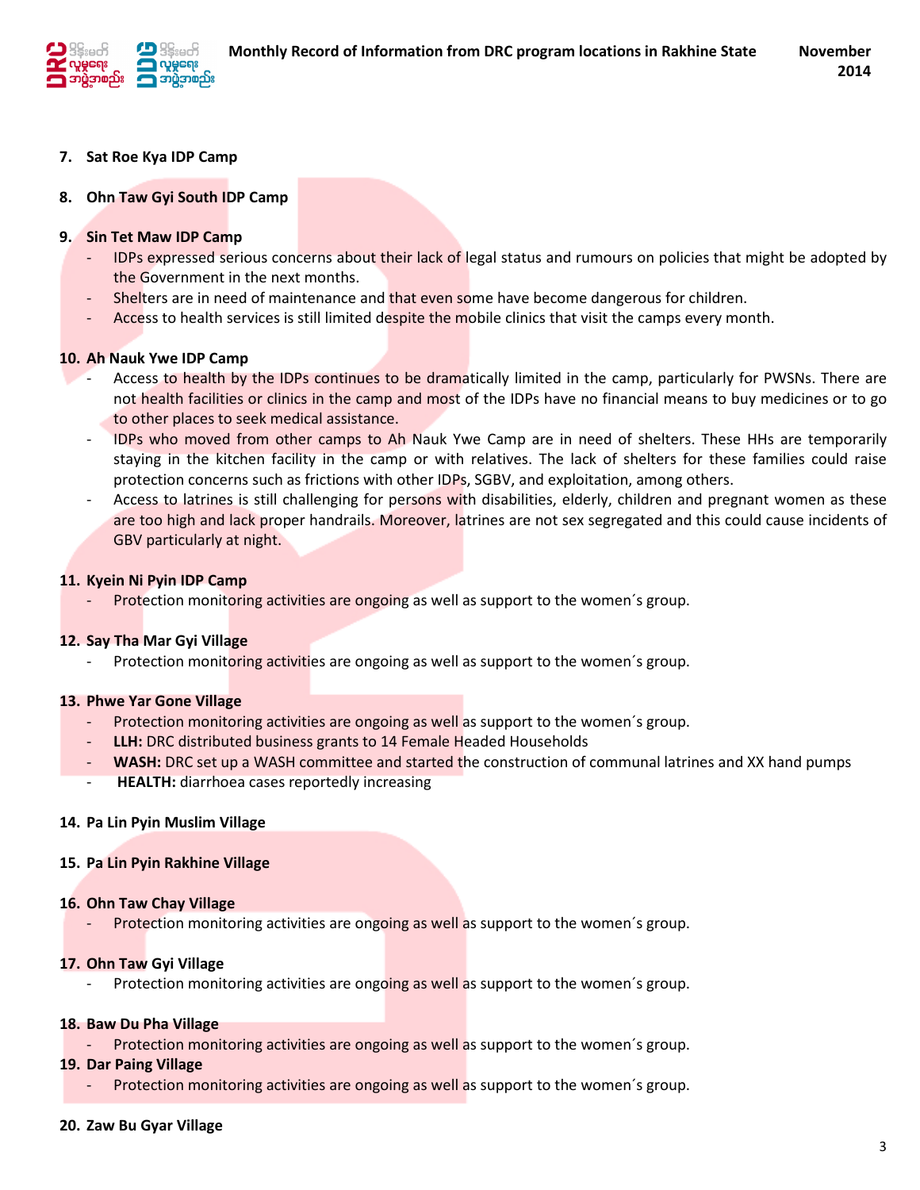7. **Sat Roe Kya IDP Camp**

8. **Ohn Taw Gyi South IDP Camp**

9. **Sin Tet Maw IDP Camp**
   - IDPs expressed serious concerns about their lack of legal status and rumours on policies that might be adopted by the Government in the next months.
   - Shelters are in need of maintenance and that even some have become dangerous for children.
   - Access to health services is still limited despite the mobile clinics that visit the camps every month.

10. **Ah Nauk Ywe IDP Camp**
    - Access to health by the IDPs continues to be dramatically limited in the camp, particularly for PWSNs. There are not health facilities or clinics in the camp and most of the IDPs have no financial means to buy medicines or to go to other places to seek medical assistance.
    - IDPs who moved from other camps to Ah Nauk Ywe Camp are in need of shelters. These HHs are temporarily staying in the kitchen facility in the camp or with relatives. The lack of shelters for these families could raise protection concerns such as frictions with other IDPs, SGBV, and exploitation, among others.
    - Access to latrines is still challenging for persons with disabilities, elderly, children and pregnant women as these are too high and lack proper handrails. Moreover, latrines are not sex segregated and this could cause incidents of GBV particularly at night.

11. **Kyein Ni Pyin IDP Camp**
    - Protection monitoring activities are ongoing as well as support to the women´s group.

12. **Say Tha Mar Gyi Village**
    - Protection monitoring activities are ongoing as well as support to the women´s group.

13. **Phwe Yar Gone Village**
    - Protection monitoring activities are ongoing as well as support to the women´s group.
    - **LLH:** DRC distributed business grants to 14 Female Headed Households
    - **WASH:** DRC set up a WASH committee and started the construction of communal latrines and XX hand pumps
    - **HEALTH:** diarrhoea cases reportedly increasing

14. **Pa Lin Pyin Muslim Village**

15. **Pa Lin Pyin Rakhine Village**

16. **Ohn Taw Chay Village**
    - Protection monitoring activities are ongoing as well as support to the women´s group.

17. **Ohn Taw Gyi Village**
    - Protection monitoring activities are ongoing as well as support to the women´s group.

18. **Baw Du Pha Village**
    - Protection monitoring activities are ongoing as well as support to the women´s group.

19. **Dar Paing Village**
    - Protection monitoring activities are ongoing as well as support to the women´s group.

20. **Zaw Bu Gyar Village**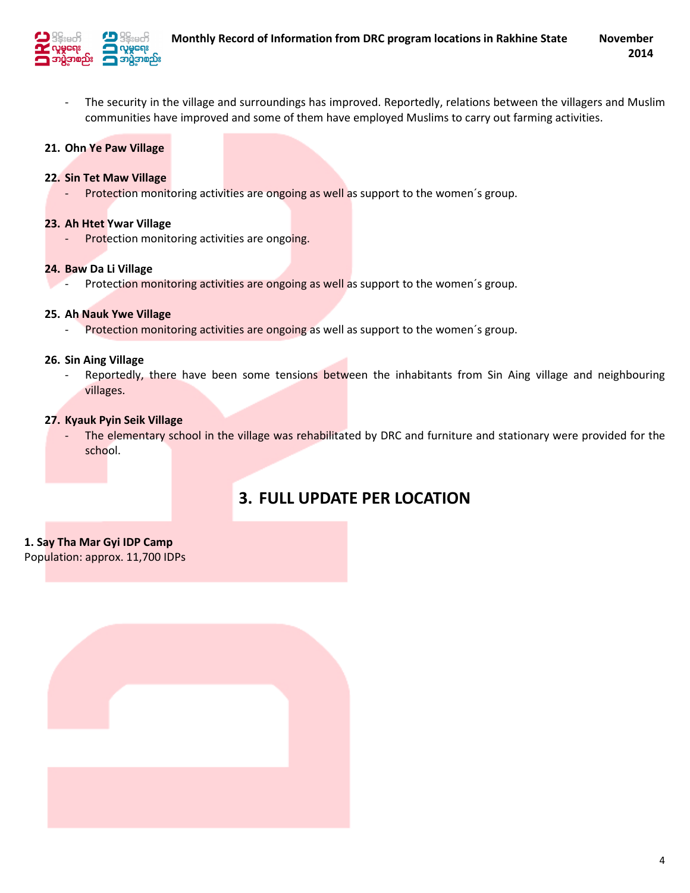- The security in the village and surroundings has improved. Reportedly, relations between the villagers and Muslim communities have improved and some of them have employed Muslims to carry out farming activities.

**21. Ohn Ye Paw Village**

**22. Sin Tet Maw Village**
- Protection monitoring activities are ongoing as well as support to the women´s group.

**23. Ah Htet Ywar Village**
- Protection monitoring activities are ongoing.

**24. Baw Da Li Village**
- Protection monitoring activities are ongoing as well as support to the women´s group.

**25. Ah Nauk Ywe Village**
- Protection monitoring activities are ongoing as well as support to the women´s group.

**26. Sin Aing Village**
- Reportedly, there have been some tensions between the inhabitants from Sin Aing village and neighbouring villages.

**27. Kyauk Pyin Seik Village**
- The elementary school in the village was rehabilitated by DRC and furniture and stationary were provided for the school.

## 3. FULL UPDATE PER LOCATION

**1. Say Tha Mar Gyi IDP Camp**
Population: approx. 11,700 IDPs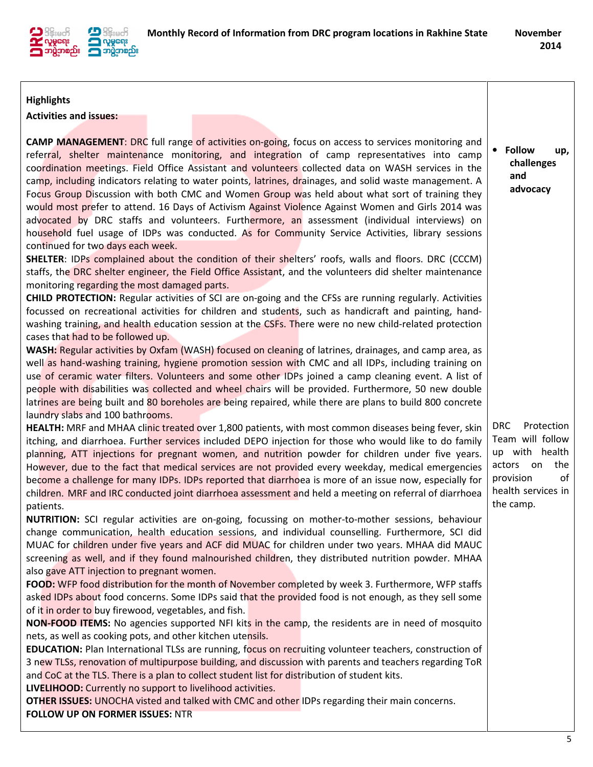**Highlights**

**Activities and issues:**

| | |
|---|---|
| **CAMP MANAGEMENT**: DRC full range of activities on-going, focus on access to services monitoring and referral, shelter maintenance monitoring, and integration of camp representatives into camp coordination meetings. Field Office Assistant and volunteers collected data on WASH services in the camp, including indicators relating to water points, latrines, drainages, and solid waste management. A Focus Group Discussion with both CMC and Women Group was held about what sort of training they would most prefer to attend. 16 Days of Activism Against Violence Against Women and Girls 2014 was advocated by DRC staffs and volunteers. Furthermore, an assessment (individual interviews) on household fuel usage of IDPs was conducted. As for Community Service Activities, library sessions continued for two days each week. | • **Follow up, challenges and advocacy** |
| **SHELTER**: IDPs complained about the condition of their shelters' roofs, walls and floors. DRC (CCCM) staffs, the DRC shelter engineer, the Field Office Assistant, and the volunteers did shelter maintenance monitoring regarding the most damaged parts. | |
| **CHILD PROTECTION:** Regular activities of SCI are on-going and the CFSs are running regularly. Activities focussed on recreational activities for children and students, such as handicraft and painting, hand-washing training, and health education session at the CSFs. There were no new child-related protection cases that had to be followed up. | |
| **WASH:** Regular activities by Oxfam (WASH) focused on cleaning of latrines, drainages, and camp area, as well as hand-washing training, hygiene promotion session with CMC and all IDPs, including training on use of ceramic water filters. Volunteers and some other IDPs joined a camp cleaning event. A list of people with disabilities was collected and wheel chairs will be provided. Furthermore, 50 new double latrines are being built and 80 boreholes are being repaired, while there are plans to build 800 concrete laundry slabs and 100 bathrooms. | |
| **HEALTH:** MRF and MHAA clinic treated over 1,800 patients, with most common diseases being fever, skin itching, and diarrhoea. Further services included DEPO injection for those who would like to do family planning, ATT injections for pregnant women, and nutrition powder for children under five years. However, due to the fact that medical services are not provided every weekday, medical emergencies become a challenge for many IDPs. IDPs reported that diarrhoea is more of an issue now, especially for children. MRF and IRC conducted joint diarrhoea assessment and held a meeting on referral of diarrhoea patients. | DRC Protection Team will follow up with health actors on the provision of health services in the camp. |
| **NUTRITION:** SCI regular activities are on-going, focussing on mother-to-mother sessions, behaviour change communication, health education sessions, and individual counselling. Furthermore, SCI did MUAC for children under five years and ACF did MUAC for children under two years. MHAA did MAUC screening as well, and if they found malnourished children, they distributed nutrition powder. MHAA also gave ATT injection to pregnant women. | |
| **FOOD:** WFP food distribution for the month of November completed by week 3. Furthermore, WFP staffs asked IDPs about food concerns. Some IDPs said that the provided food is not enough, as they sell some of it in order to buy firewood, vegetables, and fish. | |
| **NON-FOOD ITEMS:** No agencies supported NFI kits in the camp, the residents are in need of mosquito nets, as well as cooking pots, and other kitchen utensils. | |
| **EDUCATION:** Plan International TLSs are running, focus on recruiting volunteer teachers, construction of 3 new TLSs, renovation of multipurpose building, and discussion with parents and teachers regarding ToR and CoC at the TLS. There is a plan to collect student list for distribution of student kits. | |
| **LIVELIHOOD:** Currently no support to livelihood activities. | |
| **OTHER ISSUES:** UNOCHA visted and talked with CMC and other IDPs regarding their main concerns. | |
| **FOLLOW UP ON FORMER ISSUES:** NTR | |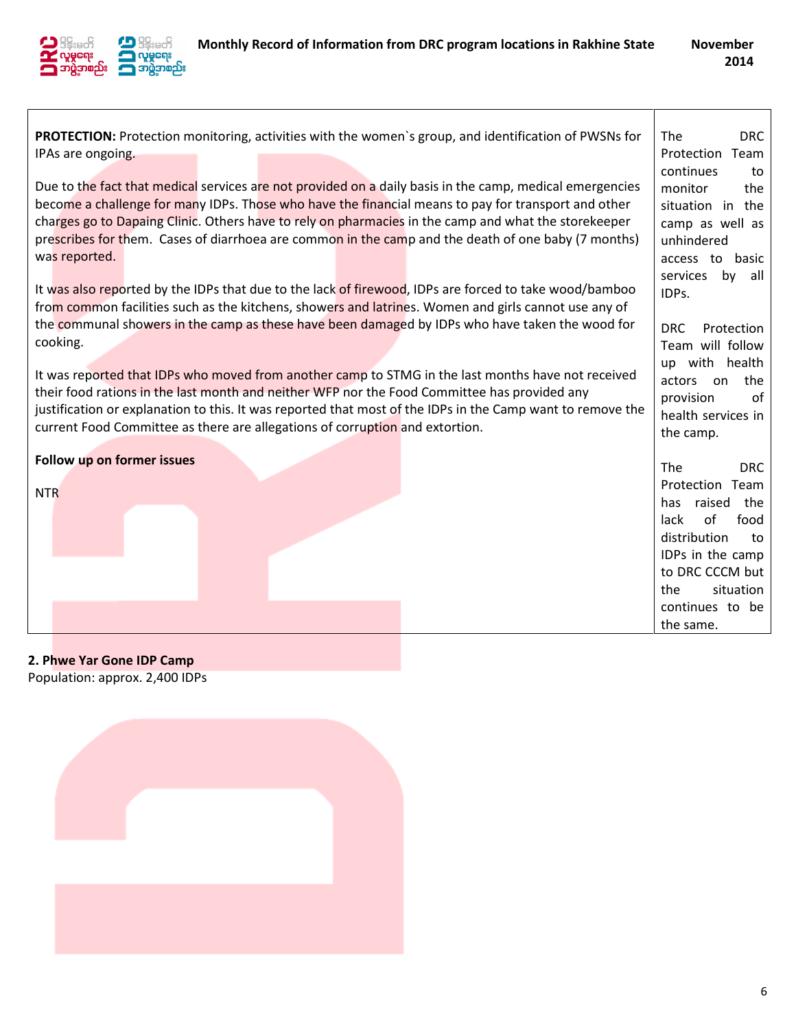| PROTECTION: Protection monitoring, activities with the women`s group, and identification of PWSNs for IPAs are ongoing.<br><br>Due to the fact that medical services are not provided on a daily basis in the camp, medical emergencies become a challenge for many IDPs. Those who have the financial means to pay for transport and other charges go to Dapaing Clinic. Others have to rely on pharmacies in the camp and what the storekeeper prescribes for them. Cases of diarrhoea are common in the camp and the death of one baby (7 months) was reported.<br><br>It was also reported by the IDPs that due to the lack of firewood, IDPs are forced to take wood/bamboo from common facilities such as the kitchens, showers and latrines. Women and girls cannot use any of the communal showers in the camp as these have been damaged by IDPs who have taken the wood for cooking.<br><br>It was reported that IDPs who moved from another camp to STMG in the last months have not received their food rations in the last month and neither WFP nor the Food Committee has provided any justification or explanation to this. It was reported that most of the IDPs in the Camp want to remove the current Food Committee as there are allegations of corruption and extortion.<br><br>**Follow up on former issues**<br><br>NTR | The DRC Protection Team continues to monitor the situation in the camp as well as unhindered access to basic services by all IDPs.<br><br>DRC Protection Team will follow up with health actors on the provision of health services in the camp.<br><br>The DRC Protection Team has raised the lack of food distribution to IDPs in the camp to DRC CCCM but the situation continues to be the same. |
|---|---|

## 2. Phwe Yar Gone IDP Camp

Population: approx. 2,400 IDPs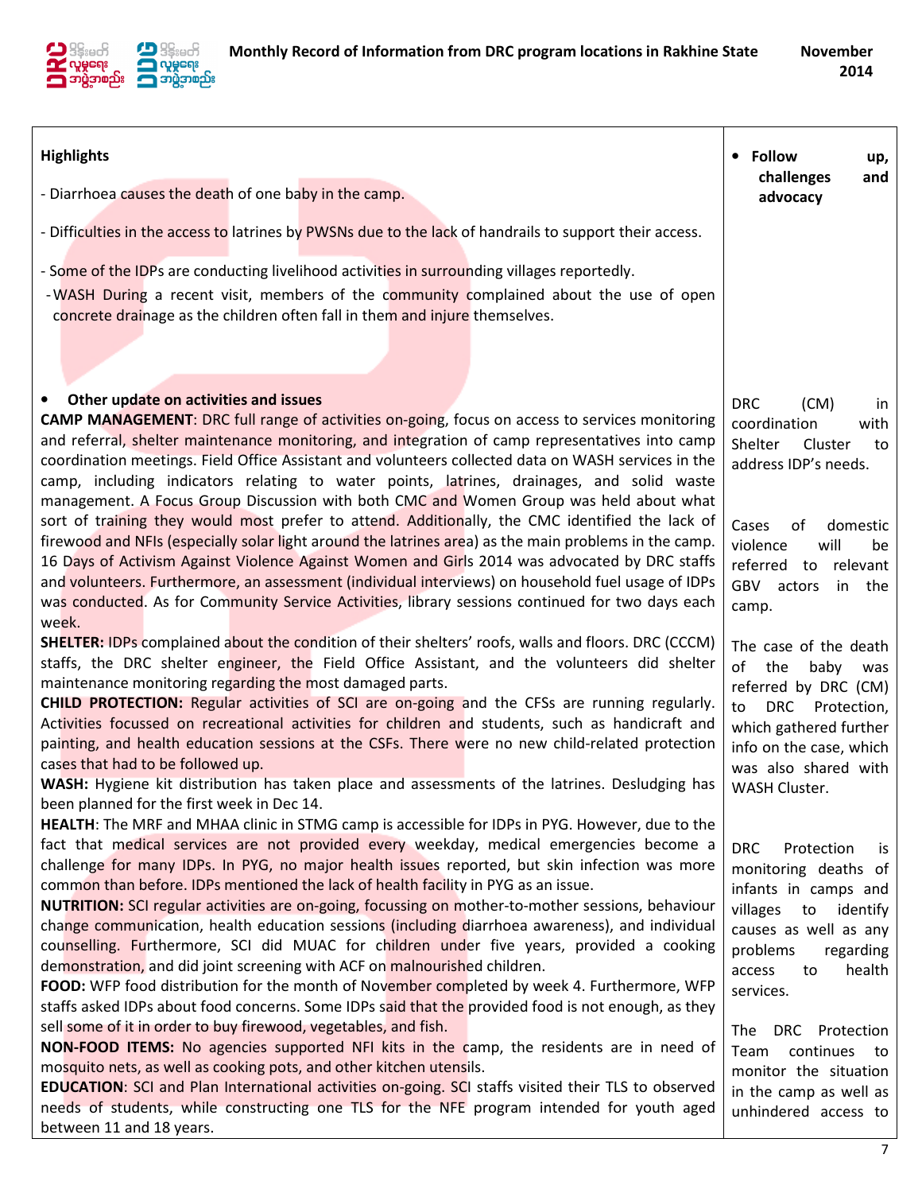| Highlights | • Follow up, challenges and advocacy |
|---|---|
| - Diarrhoea causes the death of one baby in the camp.<br><br>- Difficulties in the access to latrines by PWSNs due to the lack of handrails to support their access.<br><br>- Some of the IDPs are conducting livelihood activities in surrounding villages reportedly.<br>- WASH During a recent visit, members of the community complained about the use of open concrete drainage as the children often fall in them and injure themselves. | |
| • **Other update on activities and issues**<br>**CAMP MANAGEMENT**: DRC full range of activities on-going, focus on access to services monitoring and referral, shelter maintenance monitoring, and integration of camp representatives into camp coordination meetings. Field Office Assistant and volunteers collected data on WASH services in the camp, including indicators relating to water points, latrines, drainages, and solid waste management. A Focus Group Discussion with both CMC and Women Group was held about what sort of training they would most prefer to attend. Additionally, the CMC identified the lack of firewood and NFIs (especially solar light around the latrines area) as the main problems in the camp. 16 Days of Activism Against Violence Against Women and Girls 2014 was advocated by DRC staffs and volunteers. Furthermore, an assessment (individual interviews) on household fuel usage of IDPs was conducted. As for Community Service Activities, library sessions continued for two days each week.<br>**SHELTER:** IDPs complained about the condition of their shelters' roofs, walls and floors. DRC (CCCM) staffs, the DRC shelter engineer, the Field Office Assistant, and the volunteers did shelter maintenance monitoring regarding the most damaged parts.<br>**CHILD PROTECTION:** Regular activities of SCI are on-going and the CFSs are running regularly. Activities focussed on recreational activities for children and students, such as handicraft and painting, and health education sessions at the CSFs. There were no new child-related protection cases that had to be followed up.<br>**WASH:** Hygiene kit distribution has taken place and assessments of the latrines. Desludging has been planned for the first week in Dec 14.<br>**HEALTH**: The MRF and MHAA clinic in STMG camp is accessible for IDPs in PYG. However, due to the fact that medical services are not provided every weekday, medical emergencies become a challenge for many IDPs. In PYG, no major health issues reported, but skin infection was more common than before. IDPs mentioned the lack of health facility in PYG as an issue.<br>**NUTRITION:** SCI regular activities are on-going, focussing on mother-to-mother sessions, behaviour change communication, health education sessions (including diarrhoea awareness), and individual counselling. Furthermore, SCI did MUAC for children under five years, provided a cooking demonstration, and did joint screening with ACF on malnourished children.<br>**FOOD:** WFP food distribution for the month of November completed by week 4. Furthermore, WFP staffs asked IDPs about food concerns. Some IDPs said that the provided food is not enough, as they sell some of it in order to buy firewood, vegetables, and fish.<br>**NON-FOOD ITEMS:** No agencies supported NFI kits in the camp, the residents are in need of mosquito nets, as well as cooking pots, and other kitchen utensils.<br>**EDUCATION**: SCI and Plan International activities on-going. SCI staffs visited their TLS to observed needs of students, while constructing one TLS for the NFE program intended for youth aged between 11 and 18 years. | DRC (CM) in coordination with Shelter Cluster to address IDP's needs.<br><br>Cases of domestic violence will be referred to relevant GBV actors in the camp.<br><br>The case of the death of the baby was referred by DRC (CM) to DRC Protection, which gathered further info on the case, which was also shared with WASH Cluster.<br><br>DRC Protection is monitoring deaths of infants in camps and villages to identify causes as well as any problems regarding access to health services.<br><br>The DRC Protection Team continues to monitor the situation in the camp as well as unhindered access to |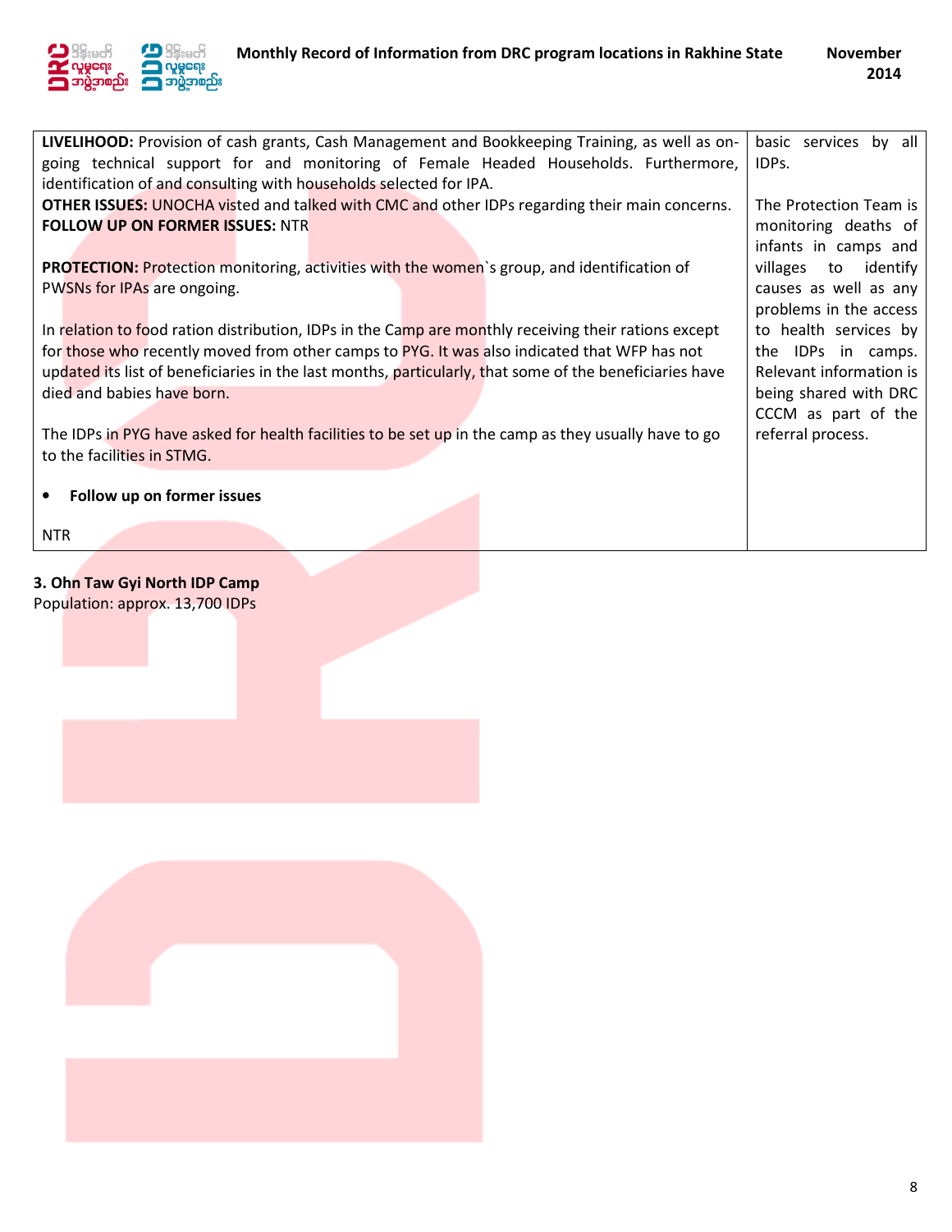| | |
|---|---|
| **LIVELIHOOD:** Provision of cash grants, Cash Management and Bookkeeping Training, as well as on-going technical support for and monitoring of Female Headed Households. Furthermore, identification of and consulting with households selected for IPA.<br>**OTHER ISSUES:** UNOCHA visted and talked with CMC and other IDPs regarding their main concerns.<br>**FOLLOW UP ON FORMER ISSUES:** NTR<br><br>**PROTECTION:** Protection monitoring, activities with the women`s group, and identification of PWSNs for IPAs are ongoing.<br><br>In relation to food ration distribution, IDPs in the Camp are monthly receiving their rations except for those who recently moved from other camps to PYG. It was also indicated that WFP has not updated its list of beneficiaries in the last months, particularly, that some of the beneficiaries have died and babies have born.<br><br>The IDPs in PYG have asked for health facilities to be set up in the camp as they usually have to go to the facilities in STMG.<br><br>• **Follow up on former issues**<br><br>NTR | basic services by all IDPs.<br><br>The Protection Team is monitoring deaths of infants in camps and villages to identify causes as well as any problems in the access to health services by the IDPs in camps. Relevant information is being shared with DRC CCCM as part of the referral process. |

**3. Ohn Taw Gyi North IDP Camp**
Population: approx. 13,700 IDPs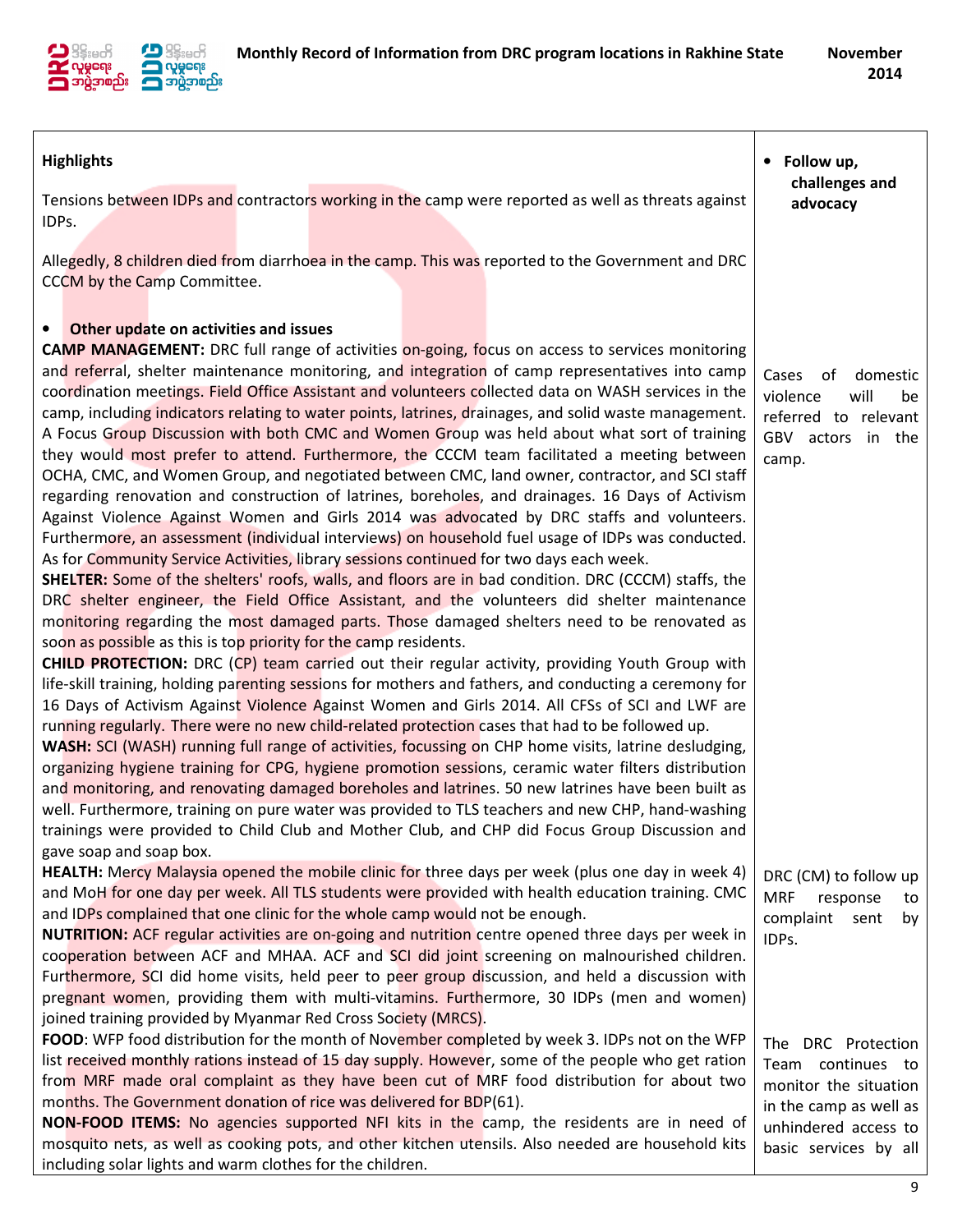| **Highlights**<br><br>Tensions between IDPs and contractors working in the camp were reported as well as threats against IDPs.<br><br>Allegedly, 8 children died from diarrhoea in the camp. This was reported to the Government and DRC CCCM by the Camp Committee. | • **Follow up, challenges and advocacy** |
|---|---|
| • **Other update on activities and issues**<br>**CAMP MANAGEMENT:** DRC full range of activities on-going, focus on access to services monitoring and referral, shelter maintenance monitoring, and integration of camp representatives into camp coordination meetings. Field Office Assistant and volunteers collected data on WASH services in the camp, including indicators relating to water points, latrines, drainages, and solid waste management. A Focus Group Discussion with both CMC and Women Group was held about what sort of training they would most prefer to attend. Furthermore, the CCCM team facilitated a meeting between OCHA, CMC, and Women Group, and negotiated between CMC, land owner, contractor, and SCI staff regarding renovation and construction of latrines, boreholes, and drainages. 16 Days of Activism Against Violence Against Women and Girls 2014 was advocated by DRC staffs and volunteers. Furthermore, an assessment (individual interviews) on household fuel usage of IDPs was conducted. As for Community Service Activities, library sessions continued for two days each week.<br>**SHELTER:** Some of the shelters' roofs, walls, and floors are in bad condition. DRC (CCCM) staffs, the DRC shelter engineer, the Field Office Assistant, and the volunteers did shelter maintenance monitoring regarding the most damaged parts. Those damaged shelters need to be renovated as soon as possible as this is top priority for the camp residents.<br>**CHILD PROTECTION:** DRC (CP) team carried out their regular activity, providing Youth Group with life-skill training, holding parenting sessions for mothers and fathers, and conducting a ceremony for 16 Days of Activism Against Violence Against Women and Girls 2014. All CFSs of SCI and LWF are running regularly. There were no new child-related protection cases that had to be followed up.<br>**WASH:** SCI (WASH) running full range of activities, focussing on CHP home visits, latrine desludging, organizing hygiene training for CPG, hygiene promotion sessions, ceramic water filters distribution and monitoring, and renovating damaged boreholes and latrines. 50 new latrines have been built as well. Furthermore, training on pure water was provided to TLS teachers and new CHP, hand-washing trainings were provided to Child Club and Mother Club, and CHP did Focus Group Discussion and gave soap and soap box. | Cases of domestic violence will be referred to relevant GBV actors in the camp. |
| **HEALTH:** Mercy Malaysia opened the mobile clinic for three days per week (plus one day in week 4) and MoH for one day per week. All TLS students were provided with health education training. CMC and IDPs complained that one clinic for the whole camp would not be enough.<br>**NUTRITION:** ACF regular activities are on-going and nutrition centre opened three days per week in cooperation between ACF and MHAA. ACF and SCI did joint screening on malnourished children. Furthermore, SCI did home visits, held peer to peer group discussion, and held a discussion with pregnant women, providing them with multi-vitamins. Furthermore, 30 IDPs (men and women) joined training provided by Myanmar Red Cross Society (MRCS). | DRC (CM) to follow up MRF response to complaint sent by IDPs. |
| **FOOD**: WFP food distribution for the month of November completed by week 3. IDPs not on the WFP list received monthly rations instead of 15 day supply. However, some of the people who get ration from MRF made oral complaint as they have been cut of MRF food distribution for about two months. The Government donation of rice was delivered for BDP(61).<br>**NON-FOOD ITEMS:** No agencies supported NFI kits in the camp, the residents are in need of mosquito nets, as well as cooking pots, and other kitchen utensils. Also needed are household kits including solar lights and warm clothes for the children. | The DRC Protection Team continues to monitor the situation in the camp as well as unhindered access to basic services by all |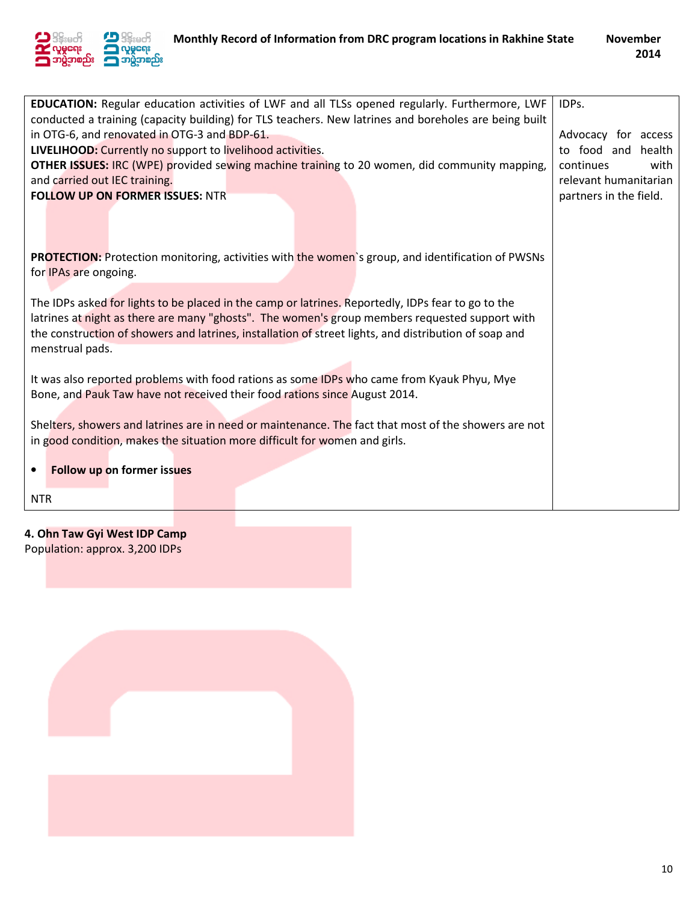| | |
|---|---|
| **EDUCATION:** Regular education activities of LWF and all TLSs opened regularly. Furthermore, LWF conducted a training (capacity building) for TLS teachers. New latrines and boreholes are being built in OTG-6, and renovated in OTG-3 and BDP-61.<br>**LIVELIHOOD:** Currently no support to livelihood activities.<br>**OTHER ISSUES:** IRC (WPE) provided sewing machine training to 20 women, did community mapping, and carried out IEC training.<br>**FOLLOW UP ON FORMER ISSUES:** NTR | IDPs.<br><br>Advocacy for access to food and health continues with relevant humanitarian partners in the field. |
| **PROTECTION:** Protection monitoring, activities with the women`s group, and identification of PWSNs for IPAs are ongoing.<br><br>The IDPs asked for lights to be placed in the camp or latrines. Reportedly, IDPs fear to go to the latrines at night as there are many "ghosts". The women's group members requested support with the construction of showers and latrines, installation of street lights, and distribution of soap and menstrual pads.<br><br>It was also reported problems with food rations as some IDPs who came from Kyauk Phyu, Mye Bone, and Pauk Taw have not received their food rations since August 2014.<br><br>Shelters, showers and latrines are in need or maintenance. The fact that most of the showers are not in good condition, makes the situation more difficult for women and girls.<br><br>• **Follow up on former issues**<br><br>NTR | |

**4. Ohn Taw Gyi West IDP Camp**
Population: approx. 3,200 IDPs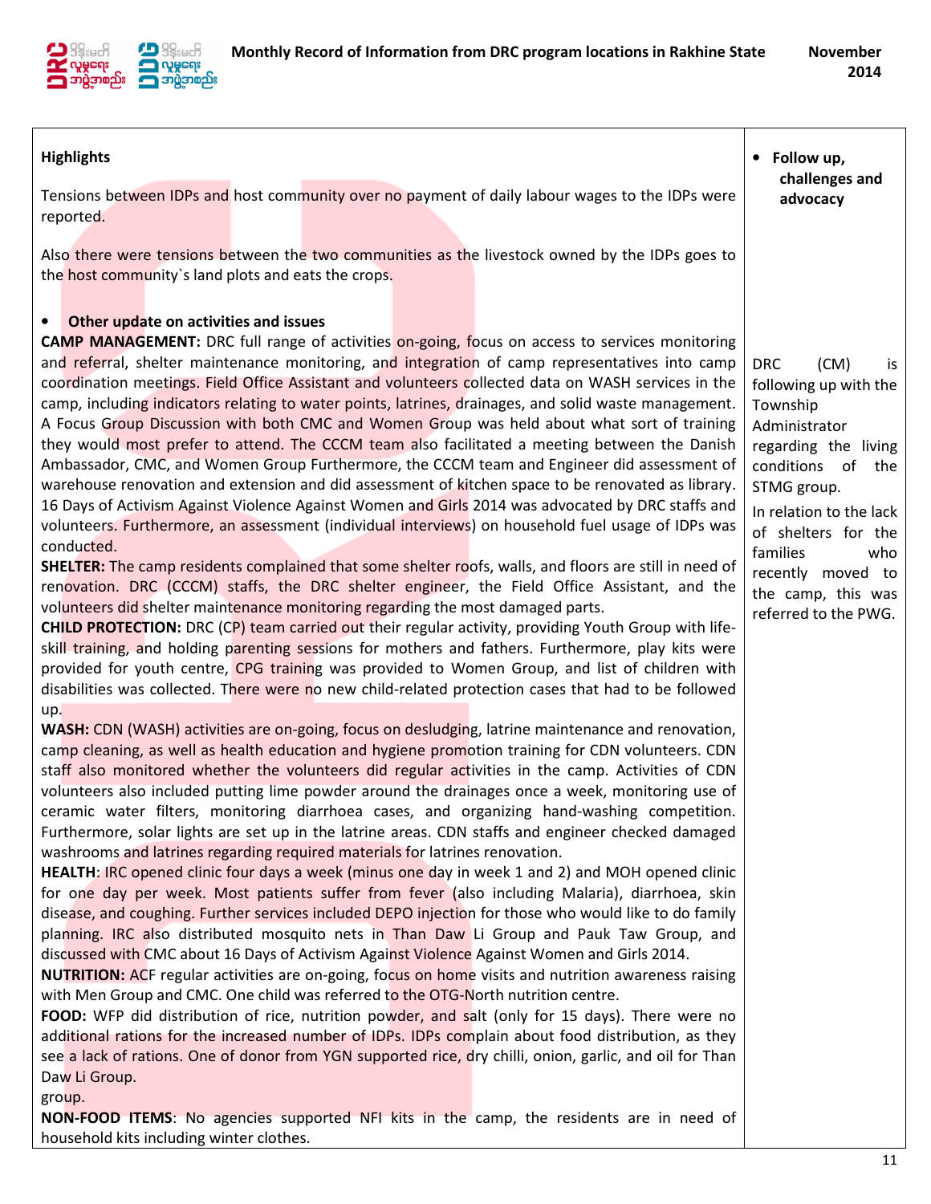| Highlights | • **Follow up, challenges and advocacy** |
|---|---|
| Tensions between IDPs and host community over no payment of daily labour wages to the IDPs were reported.<br><br>Also there were tensions between the two communities as the livestock owned by the IDPs goes to the host community`s land plots and eats the crops.<br><br>• **Other update on activities and issues**<br>**CAMP MANAGEMENT:** DRC full range of activities on-going, focus on access to services monitoring and referral, shelter maintenance monitoring, and integration of camp representatives into camp coordination meetings. Field Office Assistant and volunteers collected data on WASH services in the camp, including indicators relating to water points, latrines, drainages, and solid waste management. A Focus Group Discussion with both CMC and Women Group was held about what sort of training they would most prefer to attend. The CCCM team also facilitated a meeting between the Danish Ambassador, CMC, and Women Group Furthermore, the CCCM team and Engineer did assessment of warehouse renovation and extension and did assessment of kitchen space to be renovated as library. 16 Days of Activism Against Violence Against Women and Girls 2014 was advocated by DRC staffs and volunteers. Furthermore, an assessment (individual interviews) on household fuel usage of IDPs was conducted.<br>**SHELTER:** The camp residents complained that some shelter roofs, walls, and floors are still in need of renovation. DRC (CCCM) staffs, the DRC shelter engineer, the Field Office Assistant, and the volunteers did shelter maintenance monitoring regarding the most damaged parts.<br>**CHILD PROTECTION:** DRC (CP) team carried out their regular activity, providing Youth Group with life-skill training, and holding parenting sessions for mothers and fathers. Furthermore, play kits were provided for youth centre, CPG training was provided to Women Group, and list of children with disabilities was collected. There were no new child-related protection cases that had to be followed up.<br>**WASH:** CDN (WASH) activities are on-going, focus on desludging, latrine maintenance and renovation, camp cleaning, as well as health education and hygiene promotion training for CDN volunteers. CDN staff also monitored whether the volunteers did regular activities in the camp. Activities of CDN volunteers also included putting lime powder around the drainages once a week, monitoring use of ceramic water filters, monitoring diarrhoea cases, and organizing hand-washing competition. Furthermore, solar lights are set up in the latrine areas. CDN staffs and engineer checked damaged washrooms and latrines regarding required materials for latrines renovation.<br>**HEALTH**: IRC opened clinic four days a week (minus one day in week 1 and 2) and MOH opened clinic for one day per week. Most patients suffer from fever (also including Malaria), diarrhoea, skin disease, and coughing. Further services included DEPO injection for those who would like to do family planning. IRC also distributed mosquito nets in Than Daw Li Group and Pauk Taw Group, and discussed with CMC about 16 Days of Activism Against Violence Against Women and Girls 2014.<br>**NUTRITION:** ACF regular activities are on-going, focus on home visits and nutrition awareness raising with Men Group and CMC. One child was referred to the OTG-North nutrition centre.<br>**FOOD:** WFP did distribution of rice, nutrition powder, and salt (only for 15 days). There were no additional rations for the increased number of IDPs. IDPs complain about food distribution, as they see a lack of rations. One of donor from YGN supported rice, dry chilli, onion, garlic, and oil for Than Daw Li Group.<br>group.<br>**NON-FOOD ITEMS**: No agencies supported NFI kits in the camp, the residents are in need of household kits including winter clothes. | DRC (CM) is following up with the Township Administrator regarding the living conditions of the STMG group.<br><br>In relation to the lack of shelters for the families who recently moved to the camp, this was referred to the PWG. |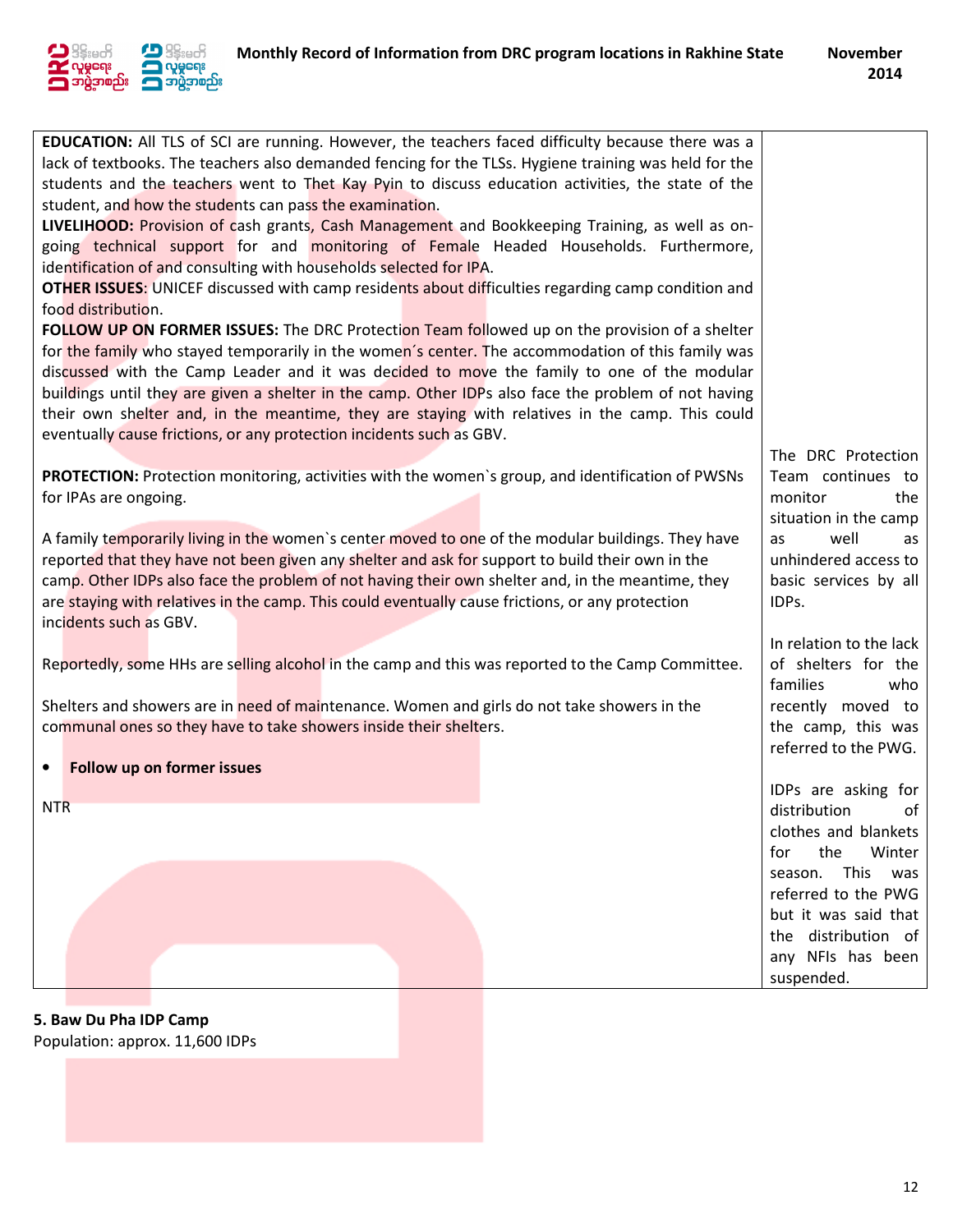| | |
|---|---|
| **EDUCATION:** All TLS of SCI are running. However, the teachers faced difficulty because there was a lack of textbooks. The teachers also demanded fencing for the TLSs. Hygiene training was held for the students and the teachers went to Thet Kay Pyin to discuss education activities, the state of the student, and how the students can pass the examination.<br>**LIVELIHOOD:** Provision of cash grants, Cash Management and Bookkeeping Training, as well as on-going technical support for and monitoring of Female Headed Households. Furthermore, identification of and consulting with households selected for IPA.<br>**OTHER ISSUES**: UNICEF discussed with camp residents about difficulties regarding camp condition and food distribution.<br>**FOLLOW UP ON FORMER ISSUES:** The DRC Protection Team followed up on the provision of a shelter for the family who stayed temporarily in the women´s center. The accommodation of this family was discussed with the Camp Leader and it was decided to move the family to one of the modular buildings until they are given a shelter in the camp. Other IDPs also face the problem of not having their own shelter and, in the meantime, they are staying with relatives in the camp. This could eventually cause frictions, or any protection incidents such as GBV. | |
| **PROTECTION:** Protection monitoring, activities with the women`s group, and identification of PWSNs for IPAs are ongoing.<br><br>A family temporarily living in the women`s center moved to one of the modular buildings. They have reported that they have not been given any shelter and ask for support to build their own in the camp. Other IDPs also face the problem of not having their own shelter and, in the meantime, they are staying with relatives in the camp. This could eventually cause frictions, or any protection incidents such as GBV.<br><br>Reportedly, some HHs are selling alcohol in the camp and this was reported to the Camp Committee.<br><br>Shelters and showers are in need of maintenance. Women and girls do not take showers in the communal ones so they have to take showers inside their shelters.<br><br>• **Follow up on former issues**<br><br>NTR | The DRC Protection Team continues to monitor the situation in the camp as well as unhindered access to basic services by all IDPs.<br><br>In relation to the lack of shelters for the families who recently moved to the camp, this was referred to the PWG.<br><br>IDPs are asking for distribution of clothes and blankets for the Winter season. This was referred to the PWG but it was said that the distribution of any NFIs has been suspended. |

**5. Baw Du Pha IDP Camp**

Population: approx. 11,600 IDPs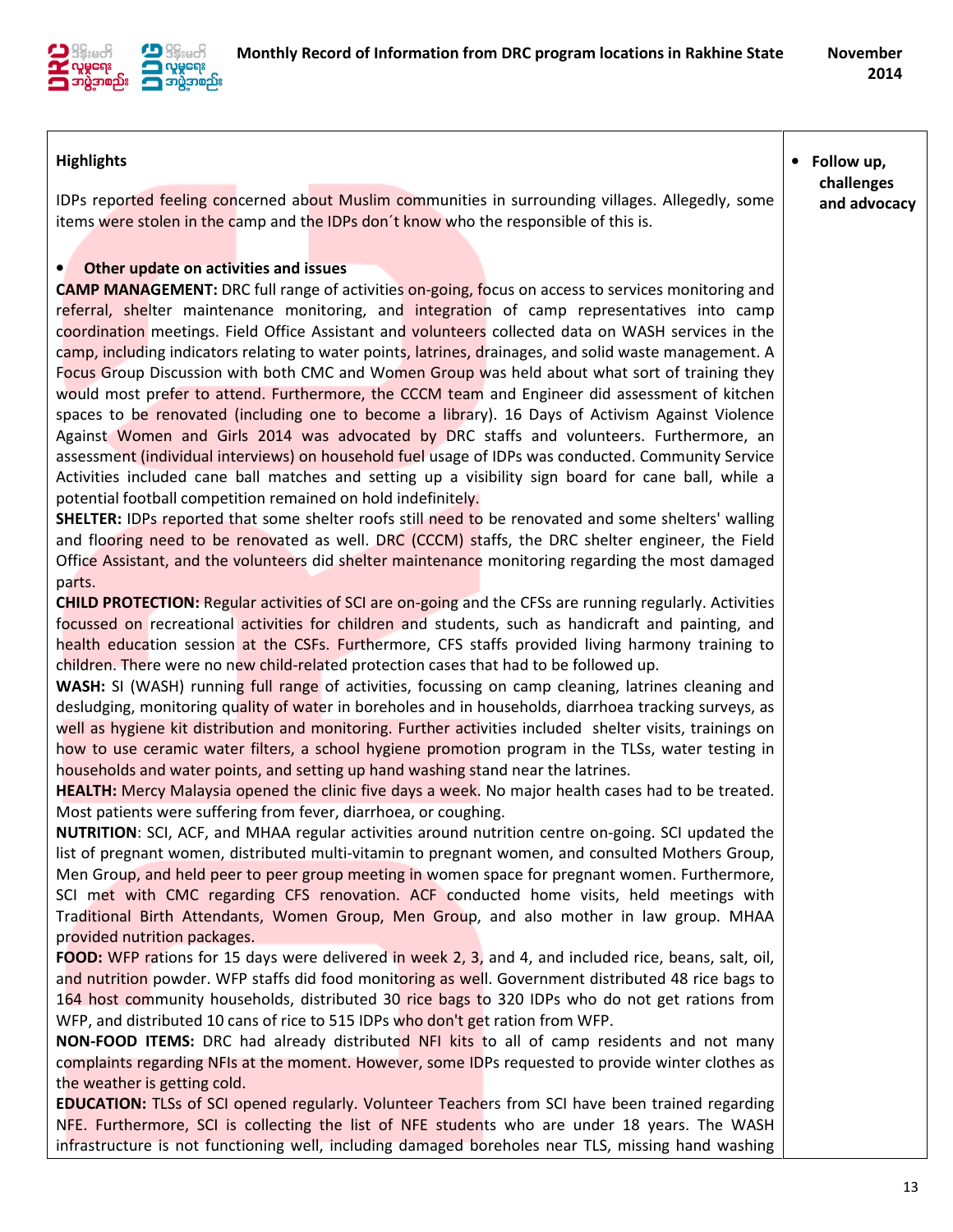| Highlights | • Follow up, challenges and advocacy |
| --- | --- |
| IDPs reported feeling concerned about Muslim communities in surrounding villages. Allegedly, some items were stolen in the camp and the IDPs don´t know who the responsible of this is.<br><br>• **Other update on activities and issues**<br>**CAMP MANAGEMENT:** DRC full range of activities on-going, focus on access to services monitoring and referral, shelter maintenance monitoring, and integration of camp representatives into camp coordination meetings. Field Office Assistant and volunteers collected data on WASH services in the camp, including indicators relating to water points, latrines, drainages, and solid waste management. A Focus Group Discussion with both CMC and Women Group was held about what sort of training they would most prefer to attend. Furthermore, the CCCM team and Engineer did assessment of kitchen spaces to be renovated (including one to become a library). 16 Days of Activism Against Violence Against Women and Girls 2014 was advocated by DRC staffs and volunteers. Furthermore, an assessment (individual interviews) on household fuel usage of IDPs was conducted. Community Service Activities included cane ball matches and setting up a visibility sign board for cane ball, while a potential football competition remained on hold indefinitely.<br>**SHELTER:** IDPs reported that some shelter roofs still need to be renovated and some shelters' walling and flooring need to be renovated as well. DRC (CCCM) staffs, the DRC shelter engineer, the Field Office Assistant, and the volunteers did shelter maintenance monitoring regarding the most damaged parts.<br>**CHILD PROTECTION:** Regular activities of SCI are on-going and the CFSs are running regularly. Activities focussed on recreational activities for children and students, such as handicraft and painting, and health education session at the CSFs. Furthermore, CFS staffs provided living harmony training to children. There were no new child-related protection cases that had to be followed up.<br>**WASH:** SI (WASH) running full range of activities, focussing on camp cleaning, latrines cleaning and desludging, monitoring quality of water in boreholes and in households, diarrhoea tracking surveys, as well as hygiene kit distribution and monitoring. Further activities included shelter visits, trainings on how to use ceramic water filters, a school hygiene promotion program in the TLSs, water testing in households and water points, and setting up hand washing stand near the latrines.<br>**HEALTH:** Mercy Malaysia opened the clinic five days a week. No major health cases had to be treated. Most patients were suffering from fever, diarrhoea, or coughing.<br>**NUTRITION**: SCI, ACF, and MHAA regular activities around nutrition centre on-going. SCI updated the list of pregnant women, distributed multi-vitamin to pregnant women, and consulted Mothers Group, Men Group, and held peer to peer group meeting in women space for pregnant women. Furthermore, SCI met with CMC regarding CFS renovation. ACF conducted home visits, held meetings with Traditional Birth Attendants, Women Group, Men Group, and also mother in law group. MHAA provided nutrition packages.<br>**FOOD:** WFP rations for 15 days were delivered in week 2, 3, and 4, and included rice, beans, salt, oil, and nutrition powder. WFP staffs did food monitoring as well. Government distributed 48 rice bags to 164 host community households, distributed 30 rice bags to 320 IDPs who do not get rations from WFP, and distributed 10 cans of rice to 515 IDPs who don't get ration from WFP.<br>**NON-FOOD ITEMS:** DRC had already distributed NFI kits to all of camp residents and not many complaints regarding NFIs at the moment. However, some IDPs requested to provide winter clothes as the weather is getting cold.<br>**EDUCATION:** TLSs of SCI opened regularly. Volunteer Teachers from SCI have been trained regarding NFE. Furthermore, SCI is collecting the list of NFE students who are under 18 years. The WASH infrastructure is not functioning well, including damaged boreholes near TLS, missing hand washing | |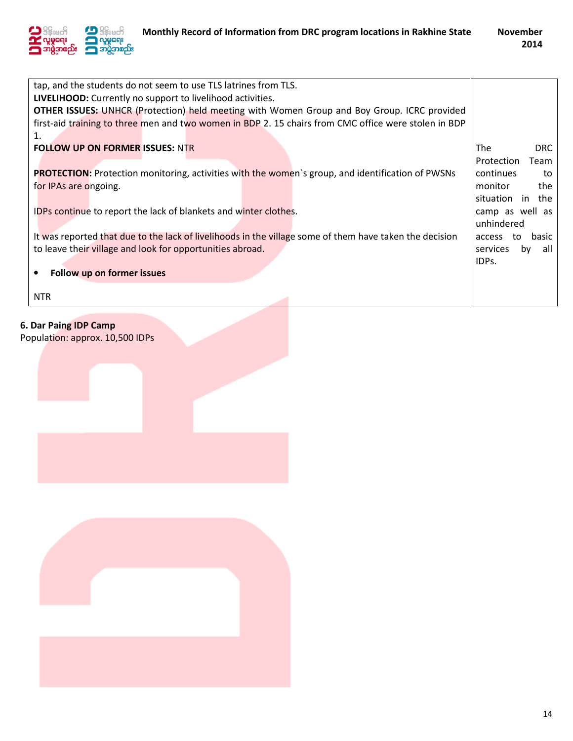| | |
|---|---|
| tap, and the students do not seem to use TLS latrines from TLS.<br>**LIVELIHOOD:** Currently no support to livelihood activities.<br>**OTHER ISSUES:** UNHCR (Protection) held meeting with Women Group and Boy Group. ICRC provided first-aid training to three men and two women in BDP 2. 15 chairs from CMC office were stolen in BDP 1.<br>**FOLLOW UP ON FORMER ISSUES:** NTR<br><br>**PROTECTION:** Protection monitoring, activities with the women`s group, and identification of PWSNs for IPAs are ongoing.<br><br>IDPs continue to report the lack of blankets and winter clothes.<br><br>It was reported that due to the lack of livelihoods in the village some of them have taken the decision to leave their village and look for opportunities abroad.<br><br>• **Follow up on former issues**<br><br>NTR | The DRC Protection Team continues to monitor the situation in the camp as well as unhindered access to basic services by all IDPs. |

**6. Dar Paing IDP Camp**
Population: approx. 10,500 IDPs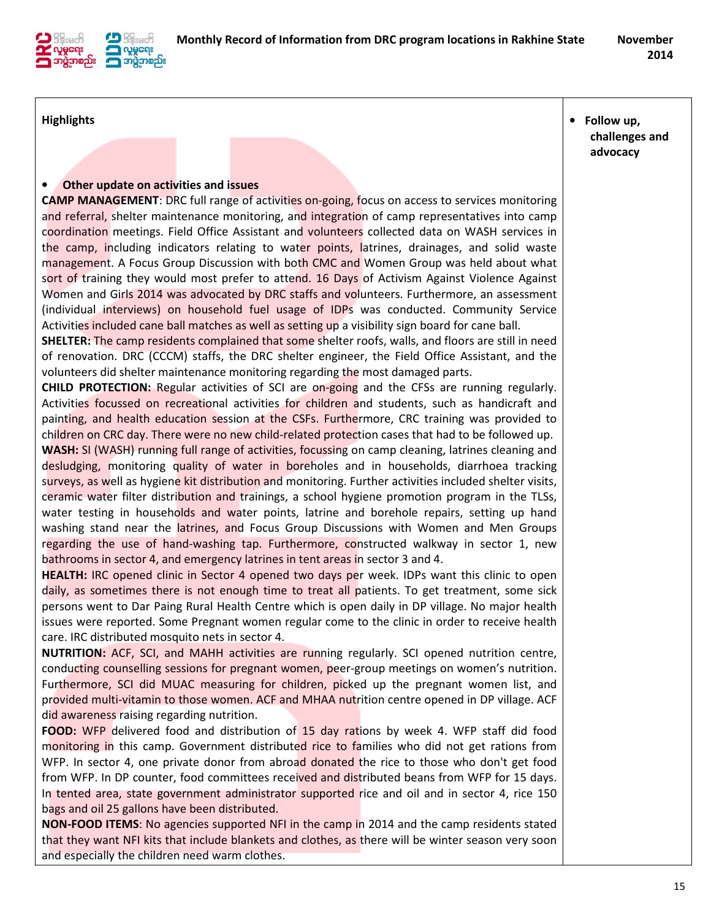| Highlights | • Follow up, challenges and advocacy |
|---|---|
| • **Other update on activities and issues**<br>**CAMP MANAGEMENT**: DRC full range of activities on-going, focus on access to services monitoring and referral, shelter maintenance monitoring, and integration of camp representatives into camp coordination meetings. Field Office Assistant and volunteers collected data on WASH services in the camp, including indicators relating to water points, latrines, drainages, and solid waste management. A Focus Group Discussion with both CMC and Women Group was held about what sort of training they would most prefer to attend. 16 Days of Activism Against Violence Against Women and Girls 2014 was advocated by DRC staffs and volunteers. Furthermore, an assessment (individual interviews) on household fuel usage of IDPs was conducted. Community Service Activities included cane ball matches as well as setting up a visibility sign board for cane ball.<br>**SHELTER:** The camp residents complained that some shelter roofs, walls, and floors are still in need of renovation. DRC (CCCM) staffs, the DRC shelter engineer, the Field Office Assistant, and the volunteers did shelter maintenance monitoring regarding the most damaged parts.<br>**CHILD PROTECTION:** Regular activities of SCI are on-going and the CFSs are running regularly. Activities focussed on recreational activities for children and students, such as handicraft and painting, and health education session at the CSFs. Furthermore, CRC training was provided to children on CRC day. There were no new child-related protection cases that had to be followed up.<br>**WASH:** SI (WASH) running full range of activities, focussing on camp cleaning, latrines cleaning and desludging, monitoring quality of water in boreholes and in households, diarrhoea tracking surveys, as well as hygiene kit distribution and monitoring. Further activities included shelter visits, ceramic water filter distribution and trainings, a school hygiene promotion program in the TLSs, water testing in households and water points, latrine and borehole repairs, setting up hand washing stand near the latrines, and Focus Group Discussions with Women and Men Groups regarding the use of hand-washing tap. Furthermore, constructed walkway in sector 1, new bathrooms in sector 4, and emergency latrines in tent areas in sector 3 and 4.<br>**HEALTH:** IRC opened clinic in Sector 4 opened two days per week. IDPs want this clinic to open daily, as sometimes there is not enough time to treat all patients. To get treatment, some sick persons went to Dar Paing Rural Health Centre which is open daily in DP village. No major health issues were reported. Some Pregnant women regular come to the clinic in order to receive health care. IRC distributed mosquito nets in sector 4.<br>**NUTRITION:** ACF, SCI, and MAHH activities are running regularly. SCI opened nutrition centre, conducting counselling sessions for pregnant women, peer-group meetings on women's nutrition. Furthermore, SCI did MUAC measuring for children, picked up the pregnant women list, and provided multi-vitamin to those women. ACF and MHAA nutrition centre opened in DP village. ACF did awareness raising regarding nutrition.<br>**FOOD:** WFP delivered food and distribution of 15 day rations by week 4. WFP staff did food monitoring in this camp. Government distributed rice to families who did not get rations from WFP. In sector 4, one private donor from abroad donated the rice to those who don't get food from WFP. In DP counter, food committees received and distributed beans from WFP for 15 days. In tented area, state government administrator supported rice and oil and in sector 4, rice 150 bags and oil 25 gallons have been distributed.<br>**NON-FOOD ITEMS**: No agencies supported NFI in the camp in 2014 and the camp residents stated that they want NFI kits that include blankets and clothes, as there will be winter season very soon and especially the children need warm clothes. | |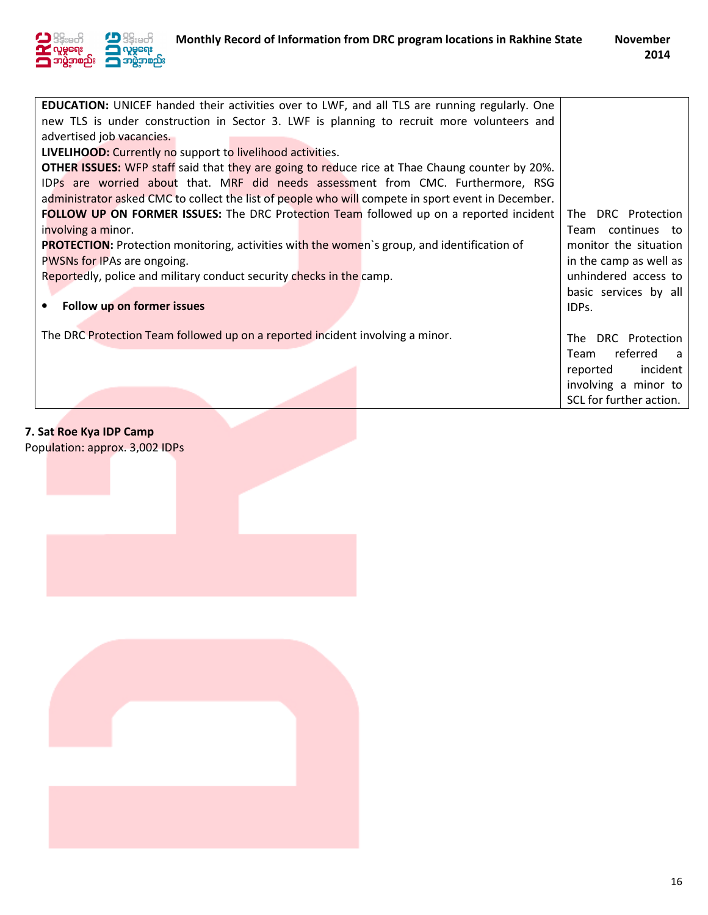| | |
|---|---|
| **EDUCATION:** UNICEF handed their activities over to LWF, and all TLS are running regularly. One new TLS is under construction in Sector 3. LWF is planning to recruit more volunteers and advertised job vacancies.<br>**LIVELIHOOD:** Currently no support to livelihood activities.<br>**OTHER ISSUES:** WFP staff said that they are going to reduce rice at Thae Chaung counter by 20%. IDPs are worried about that. MRF did needs assessment from CMC. Furthermore, RSG administrator asked CMC to collect the list of people who will compete in sport event in December.<br>**FOLLOW UP ON FORMER ISSUES:** The DRC Protection Team followed up on a reported incident involving a minor.<br>**PROTECTION:** Protection monitoring, activities with the women`s group, and identification of PWSNs for IPAs are ongoing.<br>Reportedly, police and military conduct security checks in the camp. | The DRC Protection Team continues to monitor the situation in the camp as well as unhindered access to basic services by all IDPs. |
| • **Follow up on former issues**<br><br>The DRC Protection Team followed up on a reported incident involving a minor. | The DRC Protection Team referred a reported incident involving a minor to SCL for further action. |

**7. Sat Roe Kya IDP Camp**

Population: approx. 3,002 IDPs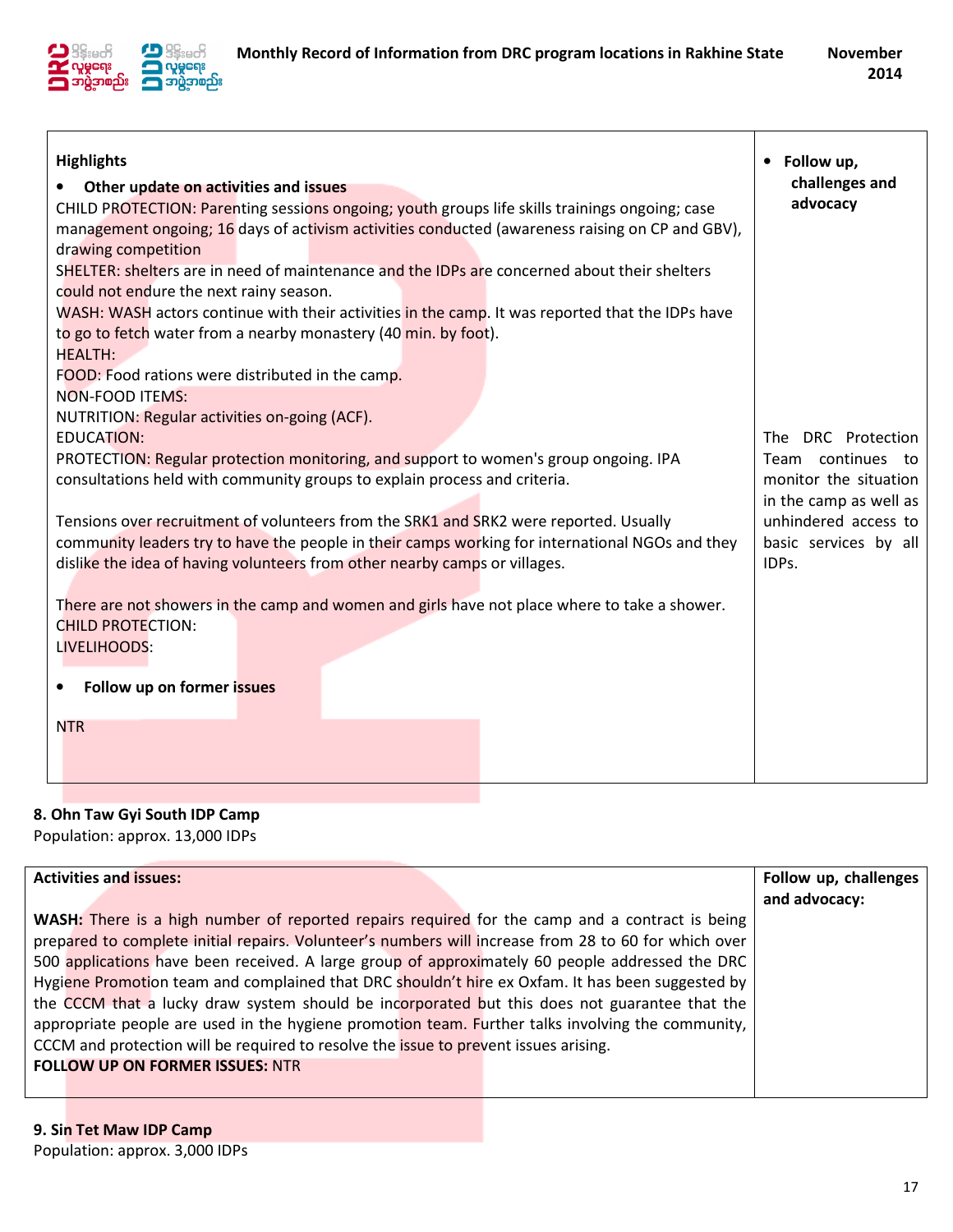| **Highlights**<br><br>• **Other update on activities and issues**<br>CHILD PROTECTION: Parenting sessions ongoing; youth groups life skills trainings ongoing; case management ongoing; 16 days of activism activities conducted (awareness raising on CP and GBV), drawing competition<br>SHELTER: shelters are in need of maintenance and the IDPs are concerned about their shelters could not endure the next rainy season.<br>WASH: WASH actors continue with their activities in the camp. It was reported that the IDPs have to go to fetch water from a nearby monastery (40 min. by foot).<br>HEALTH:<br>FOOD: Food rations were distributed in the camp.<br>NON-FOOD ITEMS:<br>NUTRITION: Regular activities on-going (ACF).<br>EDUCATION:<br>PROTECTION: Regular protection monitoring, and support to women's group ongoing. IPA consultations held with community groups to explain process and criteria.<br><br>Tensions over recruitment of volunteers from the SRK1 and SRK2 were reported. Usually community leaders try to have the people in their camps working for international NGOs and they dislike the idea of having volunteers from other nearby camps or villages.<br><br>There are not showers in the camp and women and girls have not place where to take a shower.<br>CHILD PROTECTION:<br>LIVELIHOODS:<br><br>• **Follow up on former issues**<br><br>NTR | • **Follow up, challenges and advocacy**<br><br>The DRC Protection Team continues to monitor the situation in the camp as well as unhindered access to basic services by all IDPs. |
|---|---|

**8. Ohn Taw Gyi South IDP Camp**
Population: approx. 13,000 IDPs

| **Activities and issues:**<br><br>**WASH:** There is a high number of reported repairs required for the camp and a contract is being prepared to complete initial repairs. Volunteer's numbers will increase from 28 to 60 for which over 500 applications have been received. A large group of approximately 60 people addressed the DRC Hygiene Promotion team and complained that DRC shouldn't hire ex Oxfam. It has been suggested by the CCCM that a lucky draw system should be incorporated but this does not guarantee that the appropriate people are used in the hygiene promotion team. Further talks involving the community, CCCM and protection will be required to resolve the issue to prevent issues arising.<br>**FOLLOW UP ON FORMER ISSUES:** NTR | **Follow up, challenges and advocacy:** |
|---|---|

**9. Sin Tet Maw IDP Camp**
Population: approx. 3,000 IDPs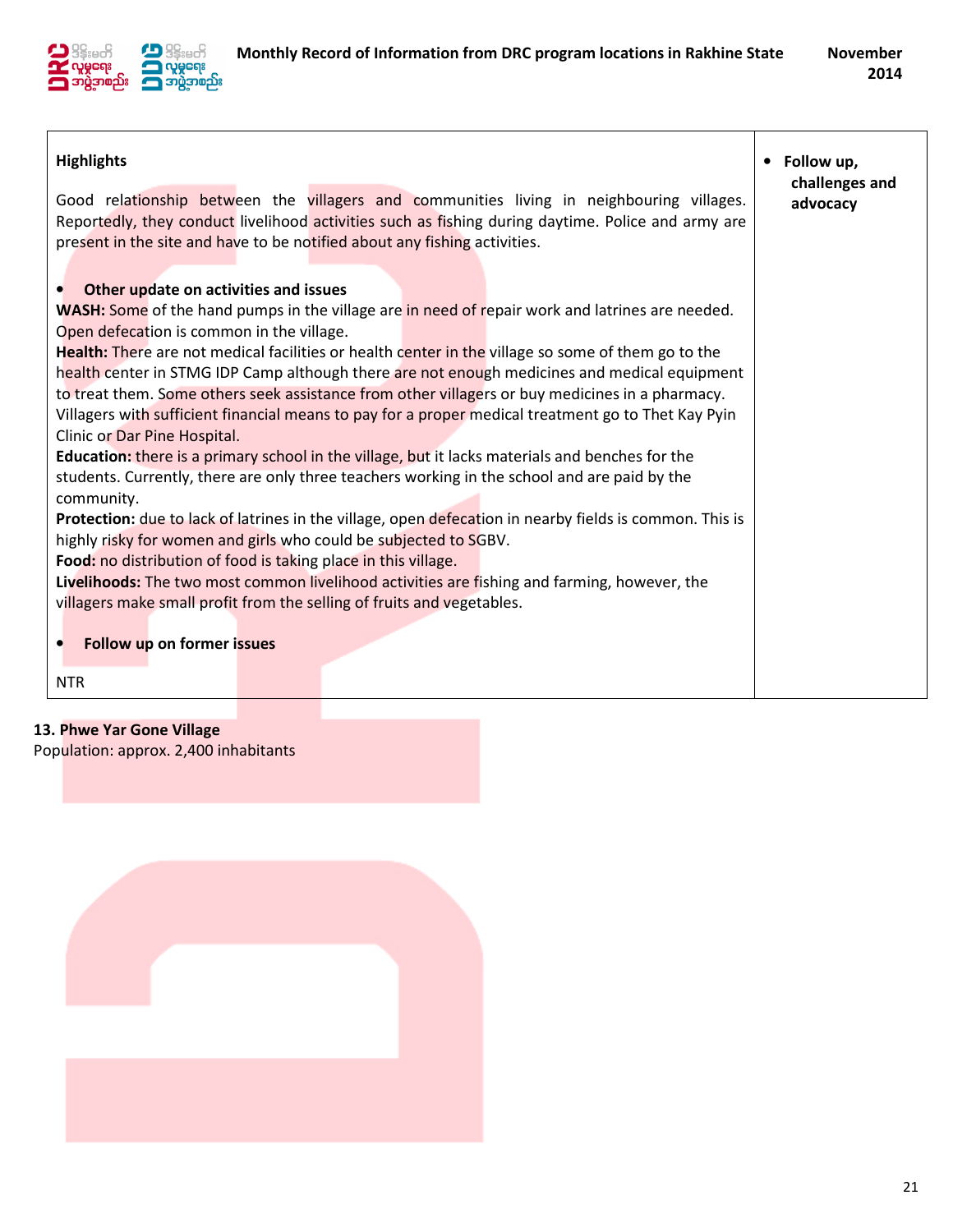| Highlights<br><br>Good relationship between the villagers and communities living in neighbouring villages. Reportedly, they conduct livelihood activities such as fishing during daytime. Police and army are present in the site and have to be notified about any fishing activities.<br><br>• **Other update on activities and issues**<br>**WASH:** Some of the hand pumps in the village are in need of repair work and latrines are needed. Open defecation is common in the village.<br>**Health:** There are not medical facilities or health center in the village so some of them go to the health center in STMG IDP Camp although there are not enough medicines and medical equipment to treat them. Some others seek assistance from other villagers or buy medicines in a pharmacy. Villagers with sufficient financial means to pay for a proper medical treatment go to Thet Kay Pyin Clinic or Dar Pine Hospital.<br>**Education:** there is a primary school in the village, but it lacks materials and benches for the students. Currently, there are only three teachers working in the school and are paid by the community.<br>**Protection:** due to lack of latrines in the village, open defecation in nearby fields is common. This is highly risky for women and girls who could be subjected to SGBV.<br>**Food:** no distribution of food is taking place in this village.<br>**Livelihoods:** The two most common livelihood activities are fishing and farming, however, the villagers make small profit from the selling of fruits and vegetables.<br><br>• **Follow up on former issues**<br><br>NTR | • **Follow up, challenges and advocacy** |
|---|---|

**13. Phwe Yar Gone Village**
Population: approx. 2,400 inhabitants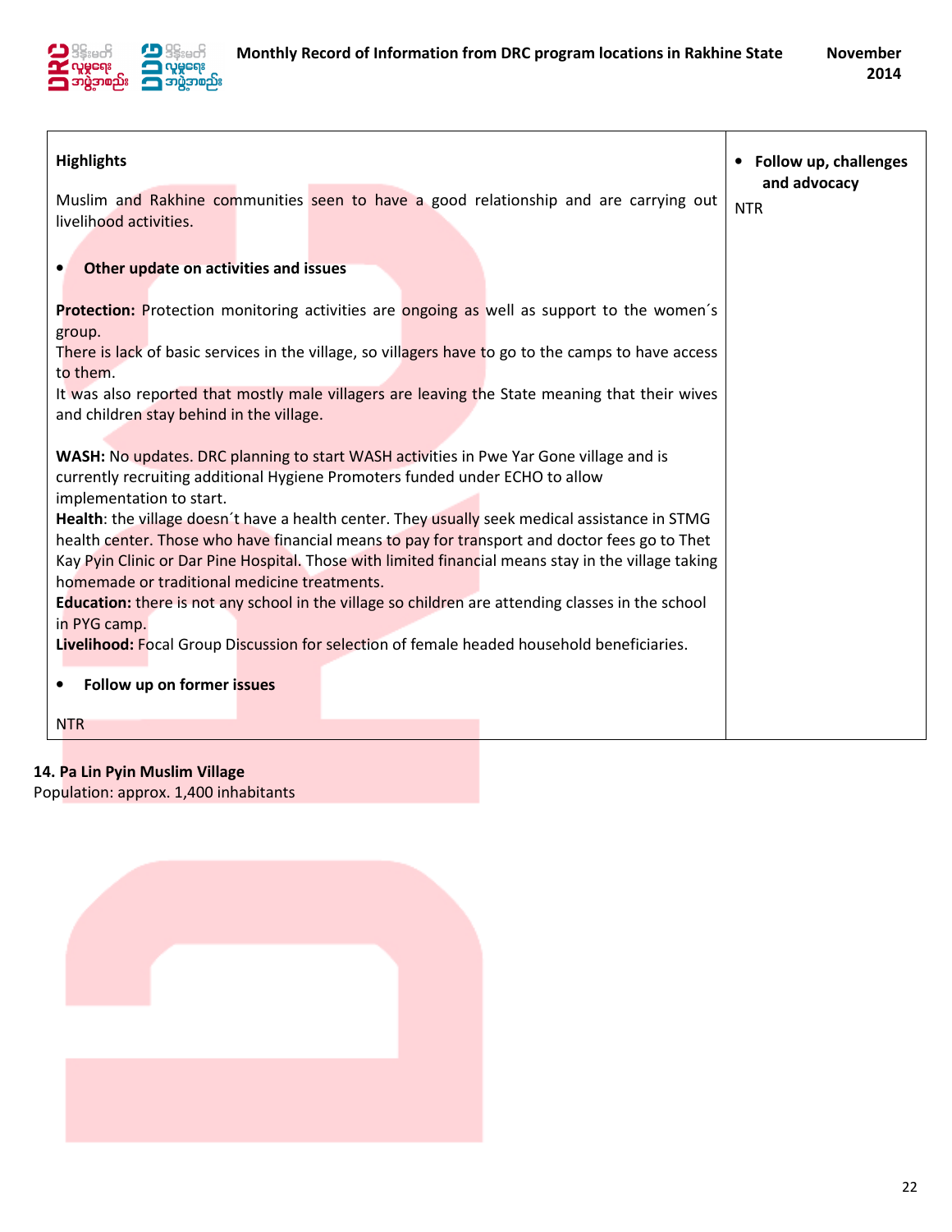| Highlights | • Follow up, challenges and advocacy |
| --- | --- |
| Muslim and Rakhine communities seen to have a good relationship and are carrying out livelihood activities.<br><br>• **Other update on activities and issues**<br><br>**Protection:** Protection monitoring activities are ongoing as well as support to the women´s group.<br>There is lack of basic services in the village, so villagers have to go to the camps to have access to them.<br>It was also reported that mostly male villagers are leaving the State meaning that their wives and children stay behind in the village.<br><br>**WASH:** No updates. DRC planning to start WASH activities in Pwe Yar Gone village and is currently recruiting additional Hygiene Promoters funded under ECHO to allow implementation to start.<br>**Health**: the village doesn´t have a health center. They usually seek medical assistance in STMG health center. Those who have financial means to pay for transport and doctor fees go to Thet Kay Pyin Clinic or Dar Pine Hospital. Those with limited financial means stay in the village taking homemade or traditional medicine treatments.<br>**Education:** there is not any school in the village so children are attending classes in the school in PYG camp.<br>**Livelihood:** Focal Group Discussion for selection of female headed household beneficiaries.<br><br>• **Follow up on former issues**<br><br>NTR | NTR |

**14. Pa Lin Pyin Muslim Village**
Population: approx. 1,400 inhabitants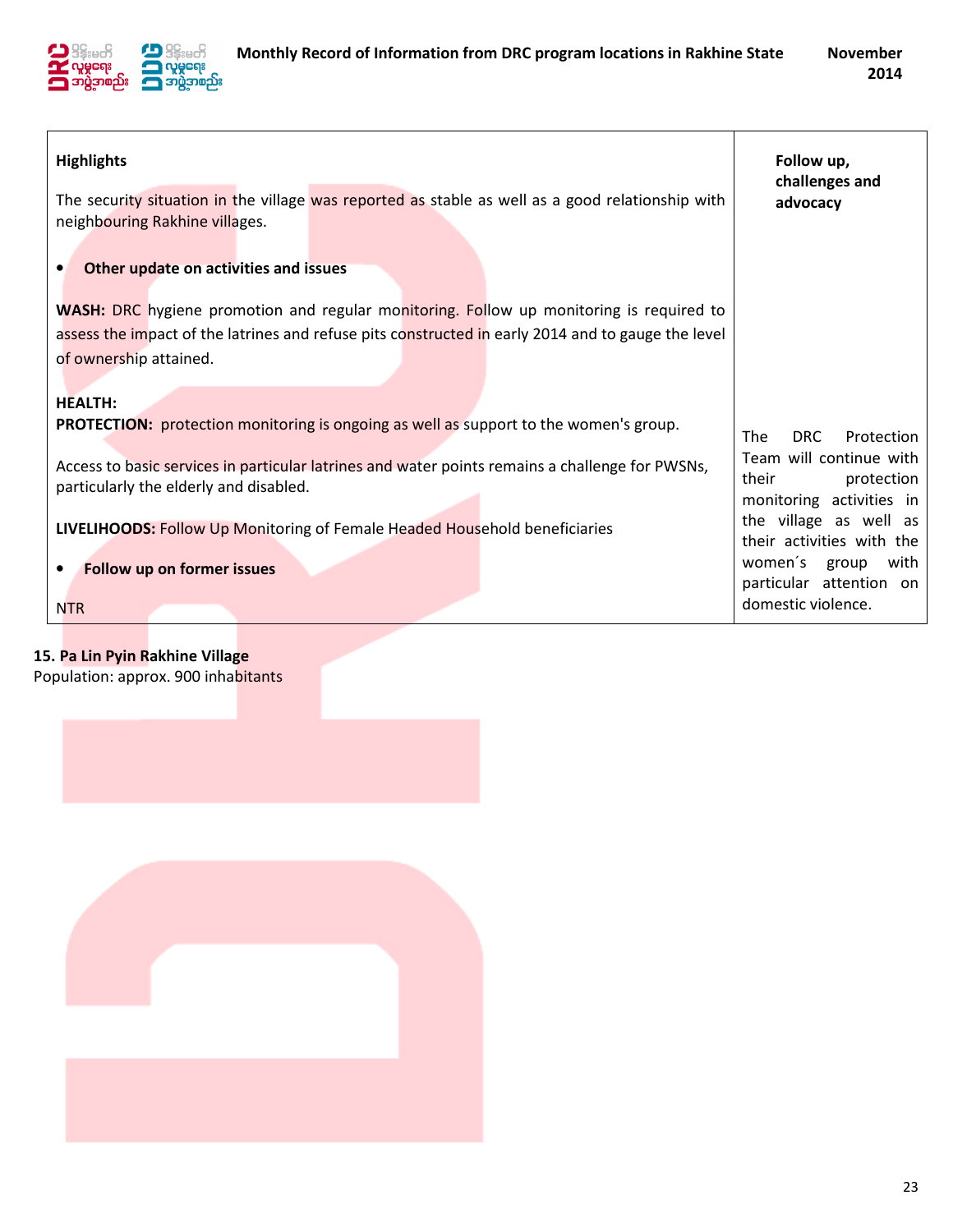| Highlights | Follow up, challenges and advocacy |
|---|---|
| The security situation in the village was reported as stable as well as a good relationship with neighbouring Rakhine villages.<br><br>• **Other update on activities and issues**<br><br>**WASH:** DRC hygiene promotion and regular monitoring. Follow up monitoring is required to assess the impact of the latrines and refuse pits constructed in early 2014 and to gauge the level of ownership attained.<br><br>**HEALTH:**<br>**PROTECTION:** protection monitoring is ongoing as well as support to the women's group.<br><br>Access to basic services in particular latrines and water points remains a challenge for PWSNs, particularly the elderly and disabled.<br><br>**LIVELIHOODS:** Follow Up Monitoring of Female Headed Household beneficiaries<br><br>• **Follow up on former issues**<br><br>NTR | The DRC Protection Team will continue with their protection monitoring activities in the village as well as their activities with the women´s group with particular attention on domestic violence. |

**15. Pa Lin Pyin Rakhine Village**
Population: approx. 900 inhabitants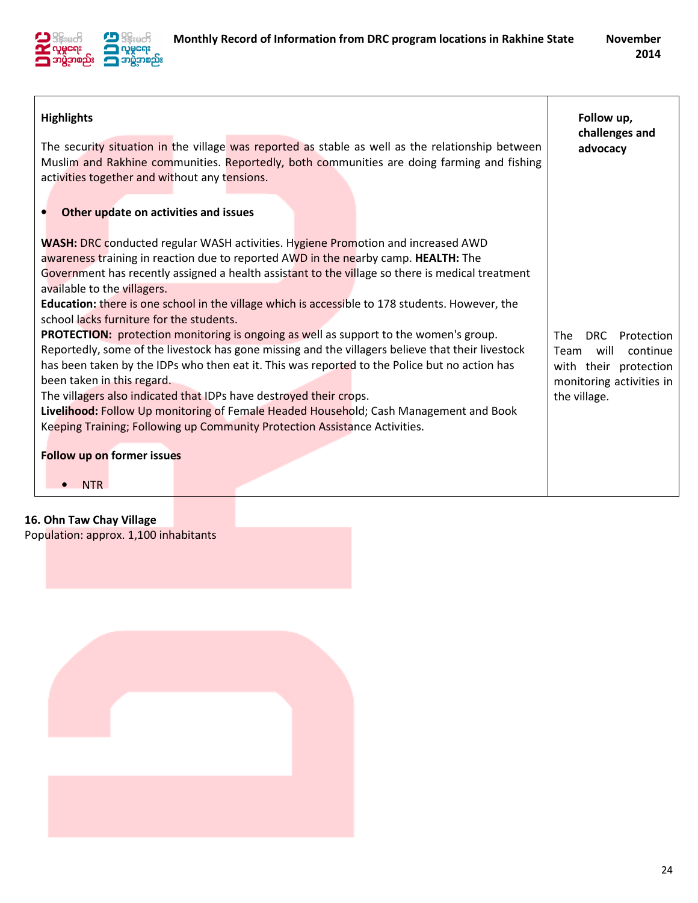| Highlights | Follow up, challenges and advocacy |
|---|---|
| The security situation in the village was reported as stable as well as the relationship between Muslim and Rakhine communities. Reportedly, both communities are doing farming and fishing activities together and without any tensions.<br><br>• **Other update on activities and issues**<br><br>**WASH:** DRC conducted regular WASH activities. Hygiene Promotion and increased AWD awareness training in reaction due to reported AWD in the nearby camp. **HEALTH:** The Government has recently assigned a health assistant to the village so there is medical treatment available to the villagers.<br>**Education:** there is one school in the village which is accessible to 178 students. However, the school lacks furniture for the students.<br>**PROTECTION:** protection monitoring is ongoing as well as support to the women's group. Reportedly, some of the livestock has gone missing and the villagers believe that their livestock has been taken by the IDPs who then eat it. This was reported to the Police but no action has been taken in this regard.<br>The villagers also indicated that IDPs have destroyed their crops.<br>**Livelihood:** Follow Up monitoring of Female Headed Household; Cash Management and Book Keeping Training; Following up Community Protection Assistance Activities.<br><br>**Follow up on former issues**<br><br>• NTR | The DRC Protection Team will continue with their protection monitoring activities in the village. |

**16. Ohn Taw Chay Village**
Population: approx. 1,100 inhabitants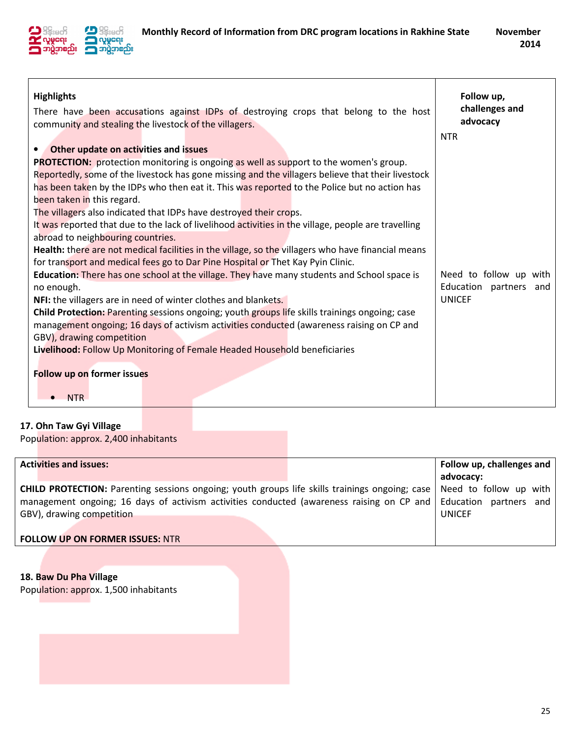| Highlights | Follow up, challenges and advocacy |
| --- | --- |
| There have been accusations against IDPs of destroying crops that belong to the host community and stealing the livestock of the villagers.<br><br>• **Other update on activities and issues**<br>**PROTECTION:** protection monitoring is ongoing as well as support to the women's group.<br>Reportedly, some of the livestock has gone missing and the villagers believe that their livestock has been taken by the IDPs who then eat it. This was reported to the Police but no action has been taken in this regard.<br>The villagers also indicated that IDPs have destroyed their crops.<br>It was reported that due to the lack of livelihood activities in the village, people are travelling abroad to neighbouring countries.<br>**Health:** there are not medical facilities in the village, so the villagers who have financial means for transport and medical fees go to Dar Pine Hospital or Thet Kay Pyin Clinic.<br>**Education:** There has one school at the village. They have many students and School space is no enough.<br>**NFI:** the villagers are in need of winter clothes and blankets.<br>**Child Protection:** Parenting sessions ongoing; youth groups life skills trainings ongoing; case management ongoing; 16 days of activism activities conducted (awareness raising on CP and GBV), drawing competition<br>**Livelihood:** Follow Up Monitoring of Female Headed Household beneficiaries<br><br>**Follow up on former issues**<br>• NTR | NTR<br><br>Need to follow up with Education partners and UNICEF |

**17. Ohn Taw Gyi Village**
Population: approx. 2,400 inhabitants

| Activities and issues: | Follow up, challenges and advocacy: |
| --- | --- |
| **CHILD PROTECTION:** Parenting sessions ongoing; youth groups life skills trainings ongoing; case management ongoing; 16 days of activism activities conducted (awareness raising on CP and GBV), drawing competition<br><br>**FOLLOW UP ON FORMER ISSUES:** NTR | Need to follow up with Education partners and UNICEF |

**18. Baw Du Pha Village**
Population: approx. 1,500 inhabitants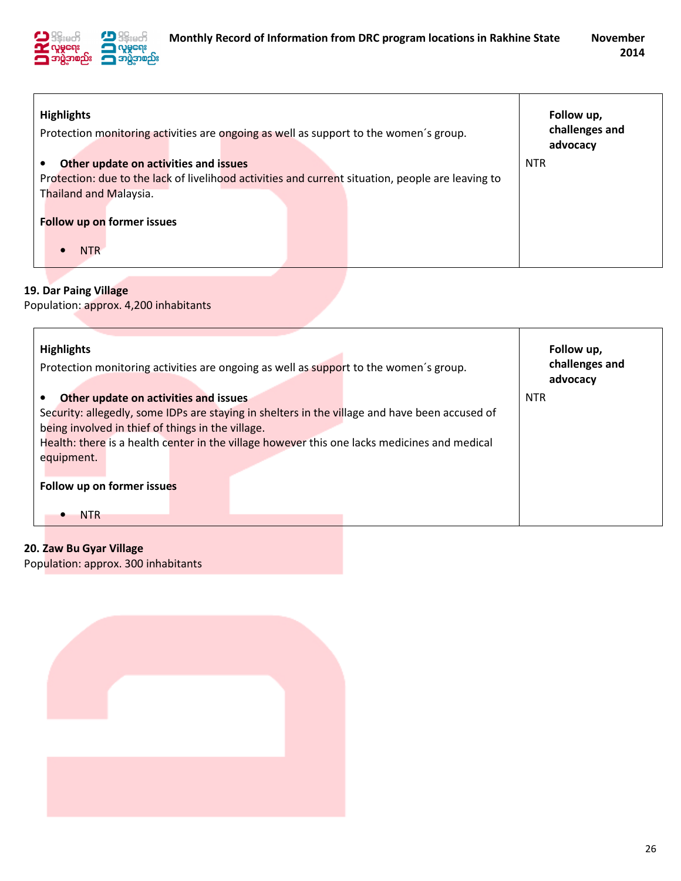| Highlights<br>Protection monitoring activities are ongoing as well as support to the women´s group.<br><br>• **Other update on activities and issues**<br>Protection: due to the lack of livelihood activities and current situation, people are leaving to Thailand and Malaysia.<br><br>**Follow up on former issues**<br><br>• NTR | **Follow up, challenges and advocacy**<br><br>NTR |
|---|---|

**19. Dar Paing Village**
Population: approx. 4,200 inhabitants

| Highlights<br>Protection monitoring activities are ongoing as well as support to the women´s group.<br><br>• **Other update on activities and issues**<br>Security: allegedly, some IDPs are staying in shelters in the village and have been accused of being involved in thief of things in the village.<br>Health: there is a health center in the village however this one lacks medicines and medical equipment.<br><br>**Follow up on former issues**<br><br>• NTR | **Follow up, challenges and advocacy**<br><br>NTR |
|---|---|

**20. Zaw Bu Gyar Village**
Population: approx. 300 inhabitants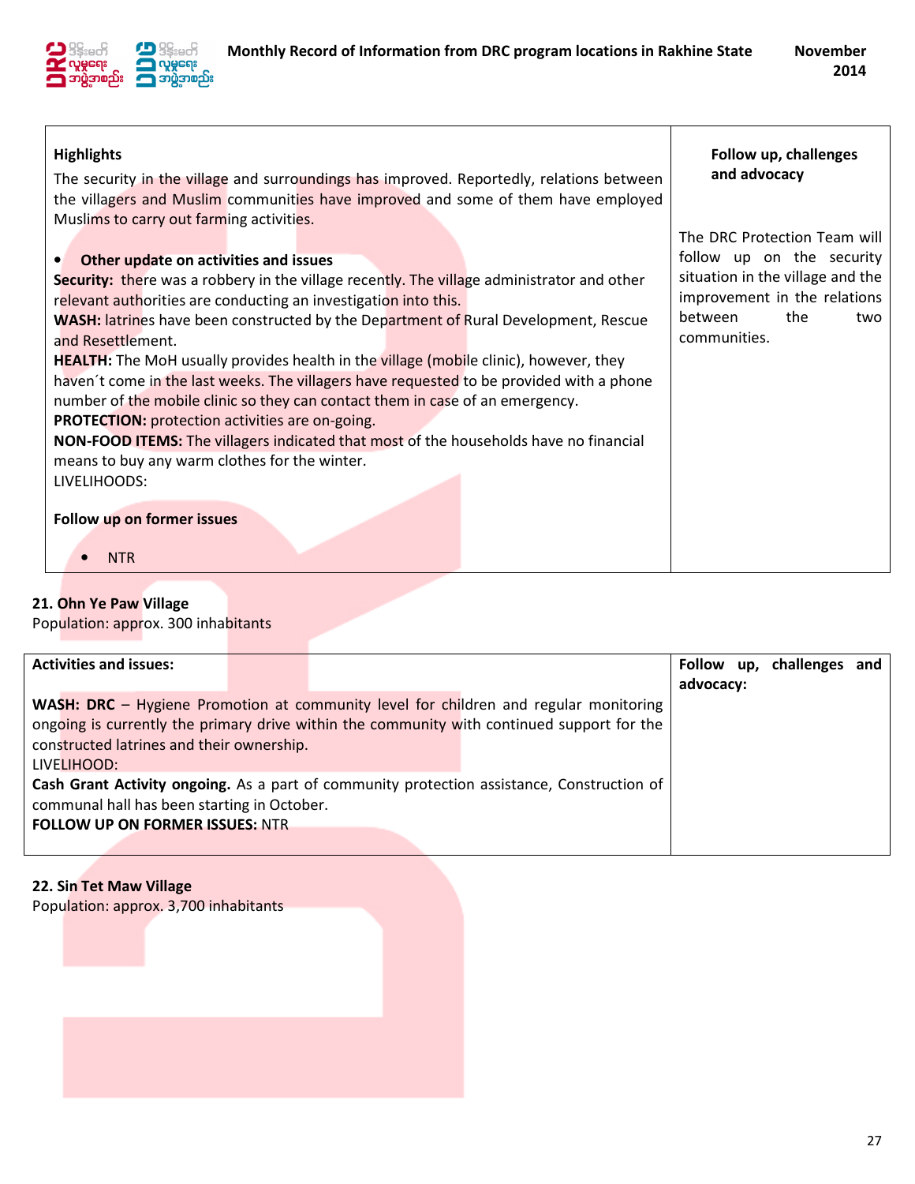| Highlights | Follow up, challenges and advocacy |
| --- | --- |
| The security in the village and surroundings has improved. Reportedly, relations between the villagers and Muslim communities have improved and some of them have employed Muslims to carry out farming activities.<br><br>• **Other update on activities and issues**<br>**Security:** there was a robbery in the village recently. The village administrator and other relevant authorities are conducting an investigation into this.<br>**WASH:** latrines have been constructed by the Department of Rural Development, Rescue and Resettlement.<br>**HEALTH:** The MoH usually provides health in the village (mobile clinic), however, they haven´t come in the last weeks. The villagers have requested to be provided with a phone number of the mobile clinic so they can contact them in case of an emergency.<br>**PROTECTION:** protection activities are on-going.<br>**NON-FOOD ITEMS:** The villagers indicated that most of the households have no financial means to buy any warm clothes for the winter.<br>LIVELIHOODS:<br><br>**Follow up on former issues**<br>• NTR | The DRC Protection Team will follow up on the security situation in the village and the improvement in the relations between the two communities. |

**21. Ohn Ye Paw Village**
Population: approx. 300 inhabitants

| Activities and issues: | Follow up, challenges and advocacy: |
| --- | --- |
| **WASH: DRC** – Hygiene Promotion at community level for children and regular monitoring ongoing is currently the primary drive within the community with continued support for the constructed latrines and their ownership.<br>LIVELIHOOD:<br>**Cash Grant Activity ongoing.** As a part of community protection assistance, Construction of communal hall has been starting in October.<br>**FOLLOW UP ON FORMER ISSUES:** NTR | |

**22. Sin Tet Maw Village**
Population: approx. 3,700 inhabitants